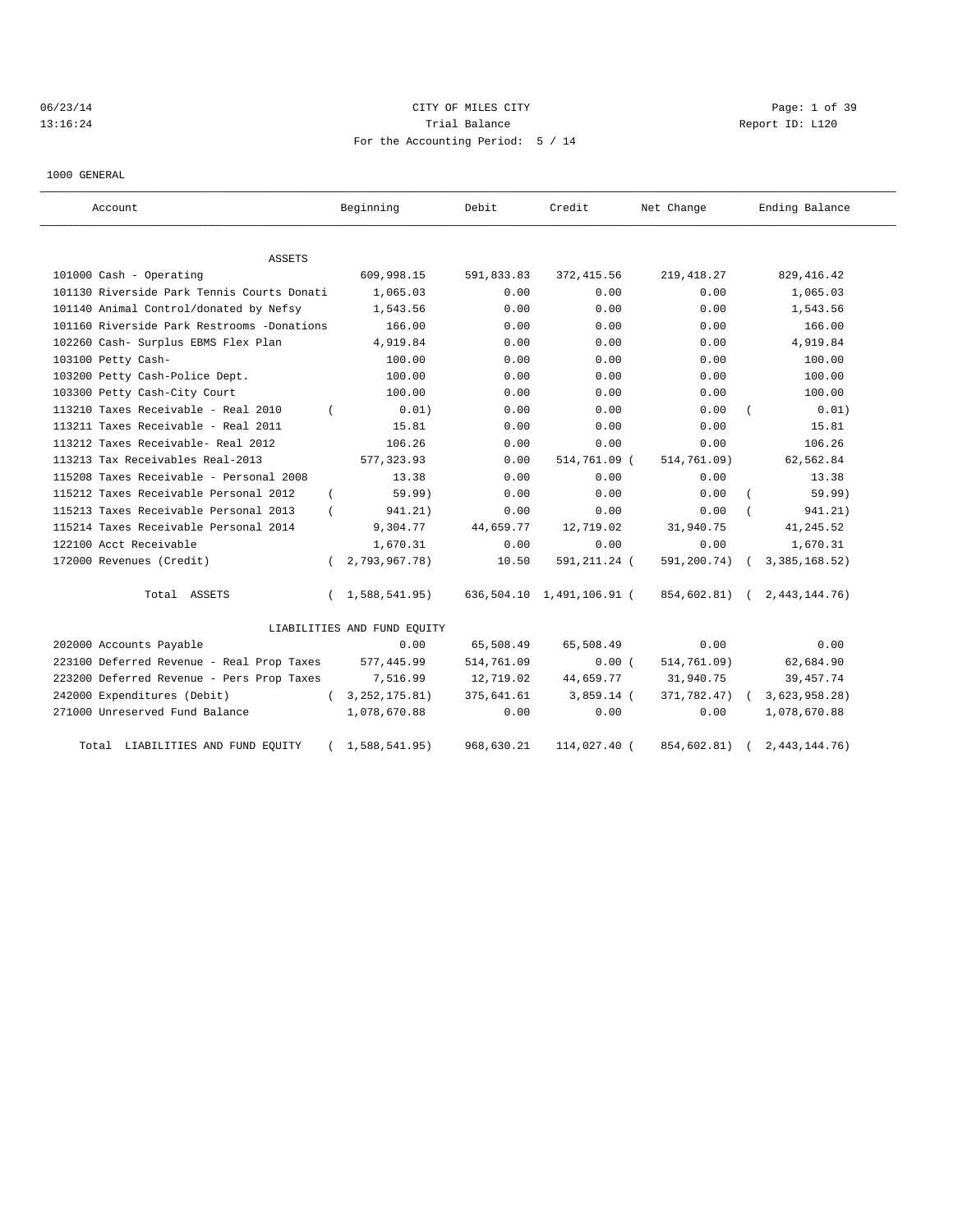CITY OF MILES CITY
Trial Balance
For the Accounting Period: 5 / 14

06/23/14 13:16:24 Report ID: L120

1000 GENERAL

| Account | Beginning | Debit | Credit | Net Change | Ending Balance |
|---|---|---|---|---|---|
| **ASSETS** | | | | | |
| 101000 Cash - Operating | 609,998.15 | 591,833.83 | 372,415.56 | 219,418.27 | 829,416.42 |
| 101130 Riverside Park Tennis Courts Donati | 1,065.03 | 0.00 | 0.00 | 0.00 | 1,065.03 |
| 101140 Animal Control/donated by Nefsy | 1,543.56 | 0.00 | 0.00 | 0.00 | 1,543.56 |
| 101160 Riverside Park Restrooms -Donations | 166.00 | 0.00 | 0.00 | 0.00 | 166.00 |
| 102260 Cash- Surplus EBMS Flex Plan | 4,919.84 | 0.00 | 0.00 | 0.00 | 4,919.84 |
| 103100 Petty Cash- | 100.00 | 0.00 | 0.00 | 0.00 | 100.00 |
| 103200 Petty Cash-Police Dept. | 100.00 | 0.00 | 0.00 | 0.00 | 100.00 |
| 103300 Petty Cash-City Court | 100.00 | 0.00 | 0.00 | 0.00 | 100.00 |
| 113210 Taxes Receivable - Real 2010 | ( 0.01) | 0.00 | 0.00 | 0.00 | ( 0.01) |
| 113211 Taxes Receivable - Real 2011 | 15.81 | 0.00 | 0.00 | 0.00 | 15.81 |
| 113212 Taxes Receivable- Real 2012 | 106.26 | 0.00 | 0.00 | 0.00 | 106.26 |
| 113213 Tax Receivables Real-2013 | 577,323.93 | 0.00 | 514,761.09 | ( 514,761.09) | 62,562.84 |
| 115208 Taxes Receivable - Personal 2008 | 13.38 | 0.00 | 0.00 | 0.00 | 13.38 |
| 115212 Taxes Receivable Personal 2012 | ( 59.99) | 0.00 | 0.00 | 0.00 | ( 59.99) |
| 115213 Taxes Receivable Personal 2013 | ( 941.21) | 0.00 | 0.00 | 0.00 | ( 941.21) |
| 115214 Taxes Receivable Personal 2014 | 9,304.77 | 44,659.77 | 12,719.02 | 31,940.75 | 41,245.52 |
| 122100 Acct Receivable | 1,670.31 | 0.00 | 0.00 | 0.00 | 1,670.31 |
| 172000 Revenues (Credit) | ( 2,793,967.78) | 10.50 | 591,211.24 | ( 591,200.74) | ( 3,385,168.52) |
| Total ASSETS | ( 1,588,541.95) | 636,504.10 | 1,491,106.91 | ( 854,602.81) | ( 2,443,144.76) |
| **LIABILITIES AND FUND EQUITY** | | | | | |
| 202000 Accounts Payable | 0.00 | 65,508.49 | 65,508.49 | 0.00 | 0.00 |
| 223100 Deferred Revenue - Real Prop Taxes | 577,445.99 | 514,761.09 | 0.00 | ( 514,761.09) | 62,684.90 |
| 223200 Deferred Revenue - Pers Prop Taxes | 7,516.99 | 12,719.02 | 44,659.77 | 31,940.75 | 39,457.74 |
| 242000 Expenditures (Debit) | ( 3,252,175.81) | 375,641.61 | 3,859.14 | ( 371,782.47) | ( 3,623,958.28) |
| 271000 Unreserved Fund Balance | 1,078,670.88 | 0.00 | 0.00 | 0.00 | 1,078,670.88 |
| Total LIABILITIES AND FUND EQUITY | ( 1,588,541.95) | 968,630.21 | 114,027.40 | ( 854,602.81) | ( 2,443,144.76) |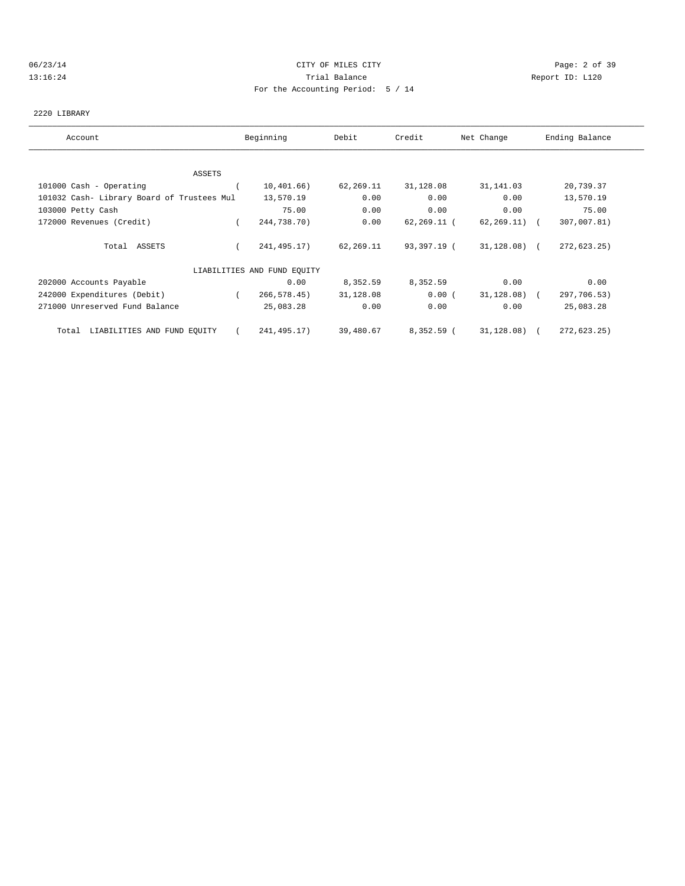CITY OF MILES CITY

Trial Balance

For the Accounting Period: 5 / 14

06/23/14
13:16:24

Report ID: L120

2220 LIBRARY

| Account | Beginning | Debit | Credit | Net Change | Ending Balance |
|---|---|---|---|---|---|
| **ASSETS** | | | | | |
| 101000 Cash - Operating | ( 10,401.66) | 62,269.11 | 31,128.08 | 31,141.03 | 20,739.37 |
| 101032 Cash- Library Board of Trustees Mul | 13,570.19 | 0.00 | 0.00 | 0.00 | 13,570.19 |
| 103000 Petty Cash | 75.00 | 0.00 | 0.00 | 0.00 | 75.00 |
| 172000 Revenues (Credit) | ( 244,738.70) | 0.00 | 62,269.11 | ( 62,269.11) | ( 307,007.81) |
| Total ASSETS | ( 241,495.17) | 62,269.11 | 93,397.19 | ( 31,128.08) | ( 272,623.25) |
| **LIABILITIES AND FUND EQUITY** | | | | | |
| 202000 Accounts Payable | 0.00 | 8,352.59 | 8,352.59 | 0.00 | 0.00 |
| 242000 Expenditures (Debit) | ( 266,578.45) | 31,128.08 | 0.00 | ( 31,128.08) | ( 297,706.53) |
| 271000 Unreserved Fund Balance | 25,083.28 | 0.00 | 0.00 | 0.00 | 25,083.28 |
| Total LIABILITIES AND FUND EQUITY | ( 241,495.17) | 39,480.67 | 8,352.59 | ( 31,128.08) | ( 272,623.25) |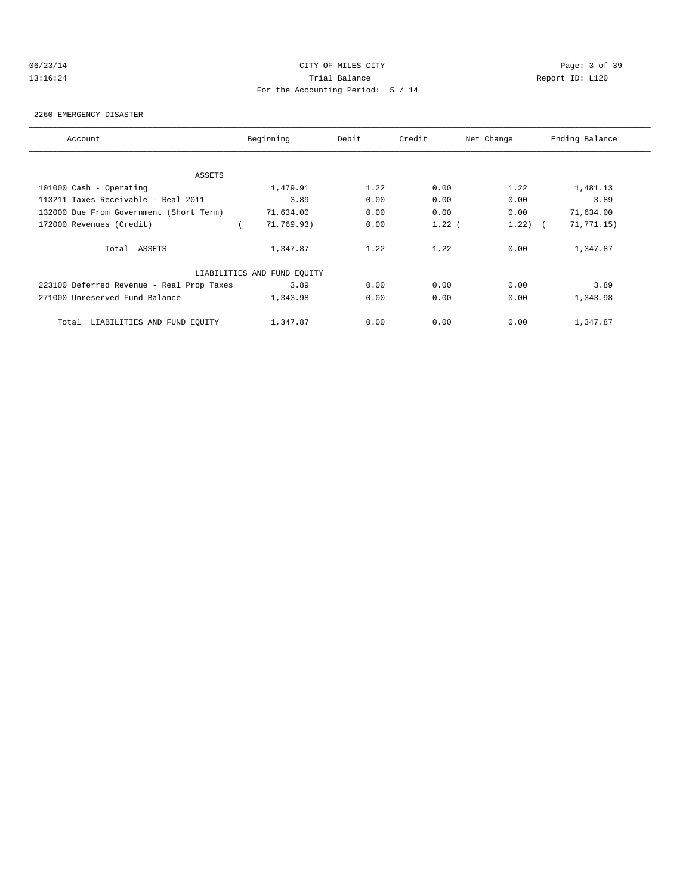CITY OF MILES CITY

Trial Balance

For the Accounting Period: 5 / 14

06/23/14
13:16:24

Report ID: L120

2260 EMERGENCY DISASTER

| Account | Beginning | Debit | Credit | Net Change | Ending Balance |
|---|---|---|---|---|---|
| ASSETS | | | | | |
| 101000 Cash - Operating | 1,479.91 | 1.22 | 0.00 | 1.22 | 1,481.13 |
| 113211 Taxes Receivable - Real 2011 | 3.89 | 0.00 | 0.00 | 0.00 | 3.89 |
| 132000 Due From Government (Short Term) | 71,634.00 | 0.00 | 0.00 | 0.00 | 71,634.00 |
| 172000 Revenues (Credit) | ( 71,769.93) | 0.00 | 1.22 | ( 1.22) | ( 71,771.15) |
| Total ASSETS | 1,347.87 | 1.22 | 1.22 | 0.00 | 1,347.87 |
| LIABILITIES AND FUND EQUITY | | | | | |
| 223100 Deferred Revenue - Real Prop Taxes | 3.89 | 0.00 | 0.00 | 0.00 | 3.89 |
| 271000 Unreserved Fund Balance | 1,343.98 | 0.00 | 0.00 | 0.00 | 1,343.98 |
| Total LIABILITIES AND FUND EQUITY | 1,347.87 | 0.00 | 0.00 | 0.00 | 1,347.87 |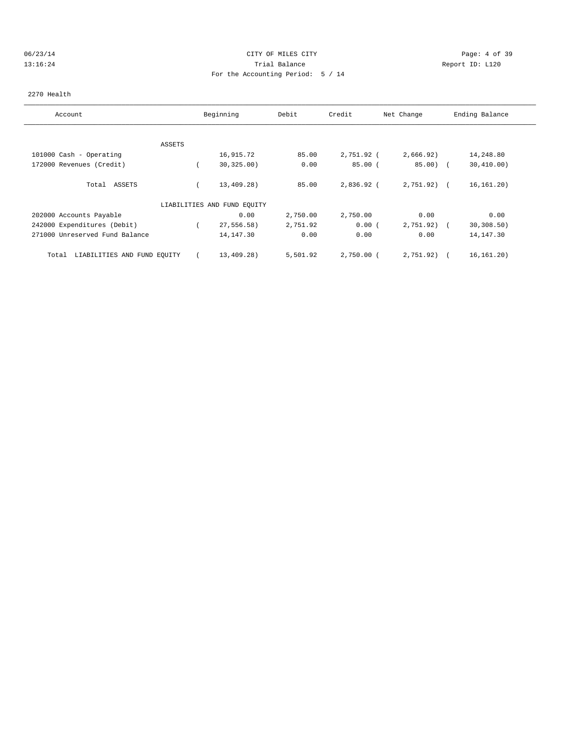CITY OF MILES CITY
Trial Balance
For the Accounting Period: 5 / 14

06/23/14
13:16:24

Report ID: L120

2270 Health

| Account | Beginning | Debit | Credit | Net Change | Ending Balance |
|---|---|---|---|---|---|
| ASSETS | | | | | |
| 101000 Cash - Operating | 16,915.72 | 85.00 | 2,751.92 | (2,666.92) | 14,248.80 |
| 172000 Revenues (Credit) | (30,325.00) | 0.00 | 85.00 | (85.00) | (30,410.00) |
| Total ASSETS | (13,409.28) | 85.00 | 2,836.92 | (2,751.92) | (16,161.20) |
| LIABILITIES AND FUND EQUITY | | | | | |
| 202000 Accounts Payable | 0.00 | 2,750.00 | 2,750.00 | 0.00 | 0.00 |
| 242000 Expenditures (Debit) | (27,556.58) | 2,751.92 | 0.00 | (2,751.92) | (30,308.50) |
| 271000 Unreserved Fund Balance | 14,147.30 | 0.00 | 0.00 | 0.00 | 14,147.30 |
| Total LIABILITIES AND FUND EQUITY | (13,409.28) | 5,501.92 | 2,750.00 | (2,751.92) | (16,161.20) |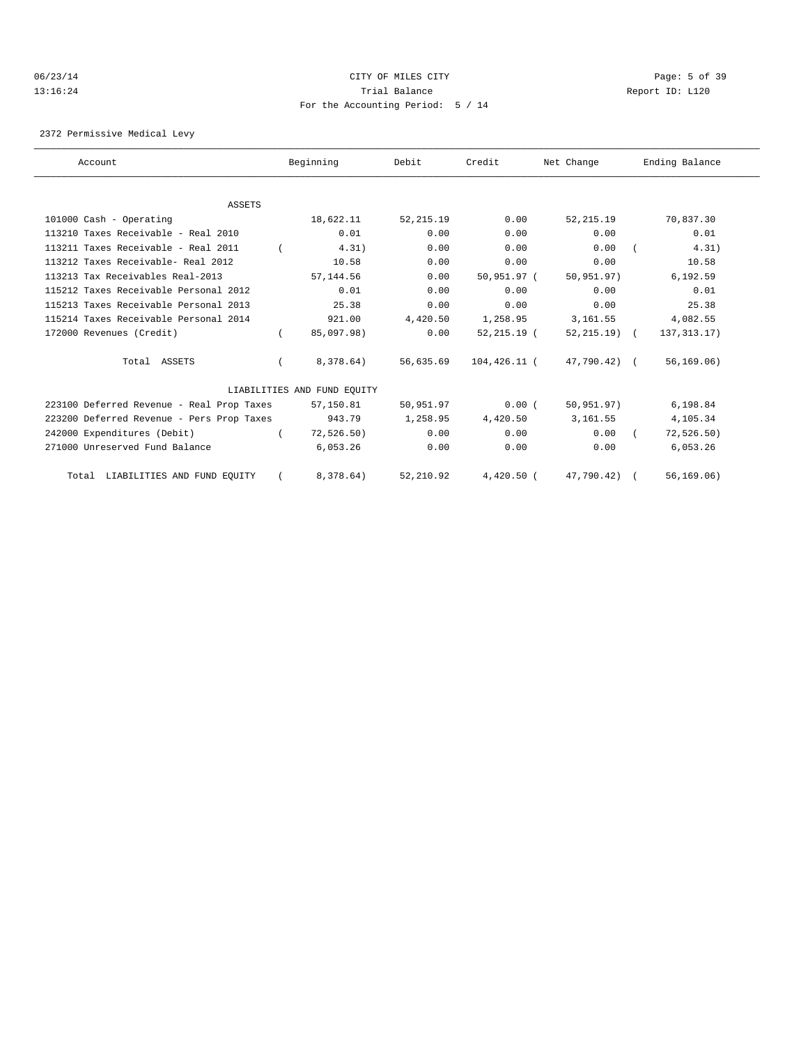CITY OF MILES CITY

Trial Balance

For the Accounting Period: 5 / 14

06/23/14
13:16:24

Report ID: L120

2372 Permissive Medical Levy

| Account | Beginning | Debit | Credit | Net Change | Ending Balance |
|---|---|---|---|---|---|
| ASSETS | | | | | |
| 101000 Cash - Operating | 18,622.11 | 52,215.19 | 0.00 | 52,215.19 | 70,837.30 |
| 113210 Taxes Receivable - Real 2010 | 0.01 | 0.00 | 0.00 | 0.00 | 0.01 |
| 113211 Taxes Receivable - Real 2011 | ( 4.31) | 0.00 | 0.00 | 0.00 | ( 4.31) |
| 113212 Taxes Receivable- Real 2012 | 10.58 | 0.00 | 0.00 | 0.00 | 10.58 |
| 113213 Tax Receivables Real-2013 | 57,144.56 | 0.00 | 50,951.97 | ( 50,951.97) | 6,192.59 |
| 115212 Taxes Receivable Personal 2012 | 0.01 | 0.00 | 0.00 | 0.00 | 0.01 |
| 115213 Taxes Receivable Personal 2013 | 25.38 | 0.00 | 0.00 | 0.00 | 25.38 |
| 115214 Taxes Receivable Personal 2014 | 921.00 | 4,420.50 | 1,258.95 | 3,161.55 | 4,082.55 |
| 172000 Revenues (Credit) | ( 85,097.98) | 0.00 | 52,215.19 | ( 52,215.19) | ( 137,313.17) |
| Total ASSETS | ( 8,378.64) | 56,635.69 | 104,426.11 | ( 47,790.42) | ( 56,169.06) |
| LIABILITIES AND FUND EQUITY | | | | | |
| 223100 Deferred Revenue - Real Prop Taxes | 57,150.81 | 50,951.97 | 0.00 | ( 50,951.97) | 6,198.84 |
| 223200 Deferred Revenue - Pers Prop Taxes | 943.79 | 1,258.95 | 4,420.50 | 3,161.55 | 4,105.34 |
| 242000 Expenditures (Debit) | ( 72,526.50) | 0.00 | 0.00 | 0.00 | ( 72,526.50) |
| 271000 Unreserved Fund Balance | 6,053.26 | 0.00 | 0.00 | 0.00 | 6,053.26 |
| Total LIABILITIES AND FUND EQUITY | ( 8,378.64) | 52,210.92 | 4,420.50 | ( 47,790.42) | ( 56,169.06) |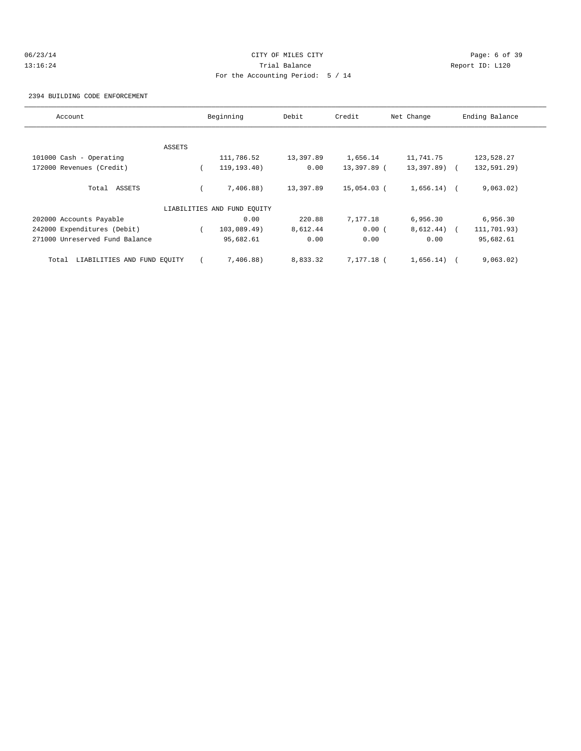CITY OF MILES CITY

Trial Balance

For the Accounting Period: 5 / 14

06/23/14
13:16:24

Report ID: L120

2394 BUILDING CODE ENFORCEMENT

| Account | Beginning | Debit | Credit | Net Change | Ending Balance |
|---|---|---|---|---|---|
| ASSETS | | | | | |
| 101000 Cash - Operating | 111,786.52 | 13,397.89 | 1,656.14 | 11,741.75 | 123,528.27 |
| 172000 Revenues (Credit) | ( 119,193.40) | 0.00 | 13,397.89 | ( 13,397.89) | ( 132,591.29) |
| Total ASSETS | ( 7,406.88) | 13,397.89 | 15,054.03 | ( 1,656.14) | ( 9,063.02) |
| LIABILITIES AND FUND EQUITY | | | | | |
| 202000 Accounts Payable | 0.00 | 220.88 | 7,177.18 | 6,956.30 | 6,956.30 |
| 242000 Expenditures (Debit) | ( 103,089.49) | 8,612.44 | 0.00 | ( 8,612.44) | ( 111,701.93) |
| 271000 Unreserved Fund Balance | 95,682.61 | 0.00 | 0.00 | 0.00 | 95,682.61 |
| Total LIABILITIES AND FUND EQUITY | ( 7,406.88) | 8,833.32 | 7,177.18 | ( 1,656.14) | ( 9,063.02) |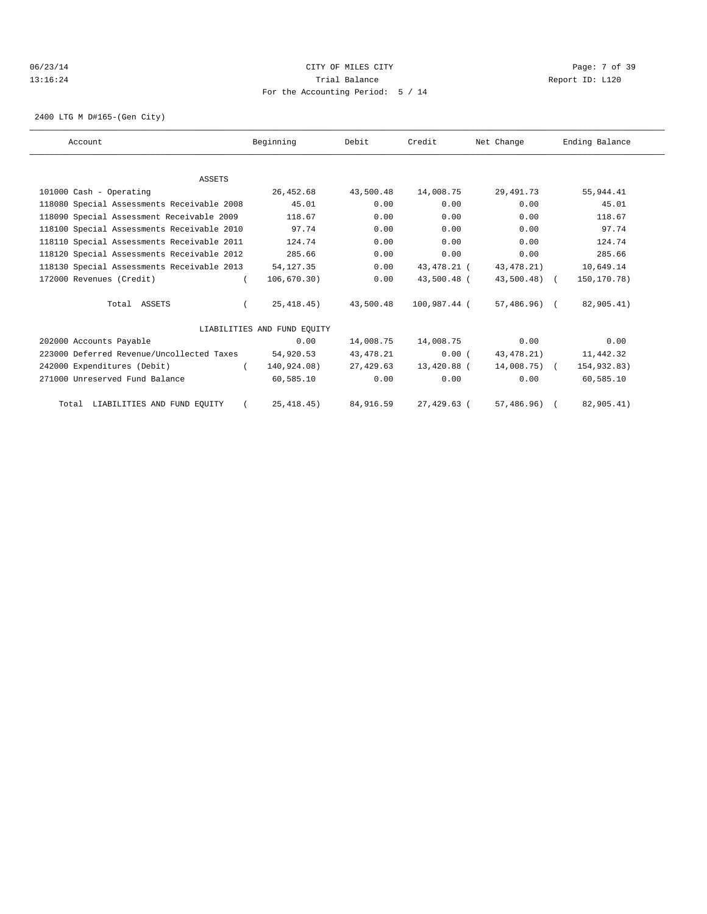CITY OF MILES CITY

Trial Balance

For the Accounting Period: 5 / 14

06/23/14
13:16:24

Report ID: L120

2400 LTG M D#165-(Gen City)

| Account | Beginning | Debit | Credit | Net Change | Ending Balance |
|---|---|---|---|---|---|
| ASSETS | | | | | |
| 101000 Cash - Operating | 26,452.68 | 43,500.48 | 14,008.75 | 29,491.73 | 55,944.41 |
| 118080 Special Assessments Receivable 2008 | 45.01 | 0.00 | 0.00 | 0.00 | 45.01 |
| 118090 Special Assessment Receivable 2009 | 118.67 | 0.00 | 0.00 | 0.00 | 118.67 |
| 118100 Special Assessments Receivable 2010 | 97.74 | 0.00 | 0.00 | 0.00 | 97.74 |
| 118110 Special Assessments Receivable 2011 | 124.74 | 0.00 | 0.00 | 0.00 | 124.74 |
| 118120 Special Assessments Receivable 2012 | 285.66 | 0.00 | 0.00 | 0.00 | 285.66 |
| 118130 Special Assessments Receivable 2013 | 54,127.35 | 0.00 | 43,478.21 | ( 43,478.21) | 10,649.14 |
| 172000 Revenues (Credit) | ( 106,670.30) | 0.00 | 43,500.48 | ( 43,500.48) | ( 150,170.78) |
| Total ASSETS | ( 25,418.45) | 43,500.48 | 100,987.44 | ( 57,486.96) | ( 82,905.41) |
| LIABILITIES AND FUND EQUITY | | | | | |
| 202000 Accounts Payable | 0.00 | 14,008.75 | 14,008.75 | 0.00 | 0.00 |
| 223000 Deferred Revenue/Uncollected Taxes | 54,920.53 | 43,478.21 | 0.00 | ( 43,478.21) | 11,442.32 |
| 242000 Expenditures (Debit) | ( 140,924.08) | 27,429.63 | 13,420.88 | ( 14,008.75) | ( 154,932.83) |
| 271000 Unreserved Fund Balance | 60,585.10 | 0.00 | 0.00 | 0.00 | 60,585.10 |
| Total LIABILITIES AND FUND EQUITY | ( 25,418.45) | 84,916.59 | 27,429.63 | ( 57,486.96) | ( 82,905.41) |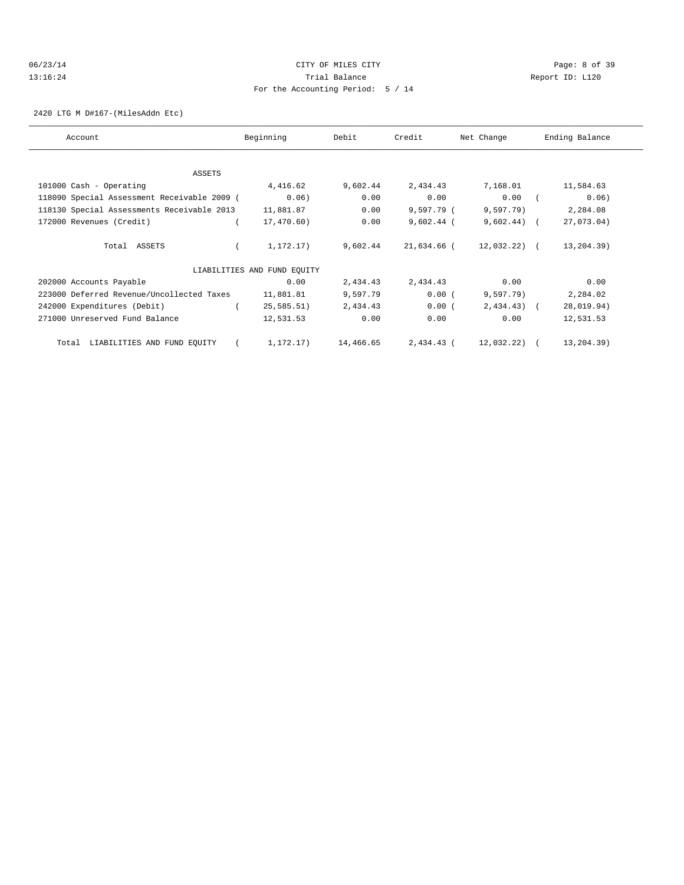CITY OF MILES CITY

Trial Balance

For the Accounting Period: 5 / 14

2420 LTG M D#167-(MilesAddn Etc)

| Account | Beginning | Debit | Credit | Net Change | Ending Balance |
|---|---|---|---|---|---|
| ASSETS | | | | | |
| 101000 Cash - Operating | 4,416.62 | 9,602.44 | 2,434.43 | 7,168.01 | 11,584.63 |
| 118090 Special Assessment Receivable 2009 | ( 0.06) | 0.00 | 0.00 | 0.00 | ( 0.06) |
| 118130 Special Assessments Receivable 2013 | 11,881.87 | 0.00 | 9,597.79 | ( 9,597.79) | 2,284.08 |
| 172000 Revenues (Credit) | ( 17,470.60) | 0.00 | 9,602.44 | ( 9,602.44) | ( 27,073.04) |
| Total ASSETS | ( 1,172.17) | 9,602.44 | 21,634.66 | ( 12,032.22) | ( 13,204.39) |
| LIABILITIES AND FUND EQUITY | | | | | |
| 202000 Accounts Payable | 0.00 | 2,434.43 | 2,434.43 | 0.00 | 0.00 |
| 223000 Deferred Revenue/Uncollected Taxes | 11,881.81 | 9,597.79 | 0.00 | ( 9,597.79) | 2,284.02 |
| 242000 Expenditures (Debit) | ( 25,585.51) | 2,434.43 | 0.00 | ( 2,434.43) | ( 28,019.94) |
| 271000 Unreserved Fund Balance | 12,531.53 | 0.00 | 0.00 | 0.00 | 12,531.53 |
| Total LIABILITIES AND FUND EQUITY | ( 1,172.17) | 14,466.65 | 2,434.43 | ( 12,032.22) | ( 13,204.39) |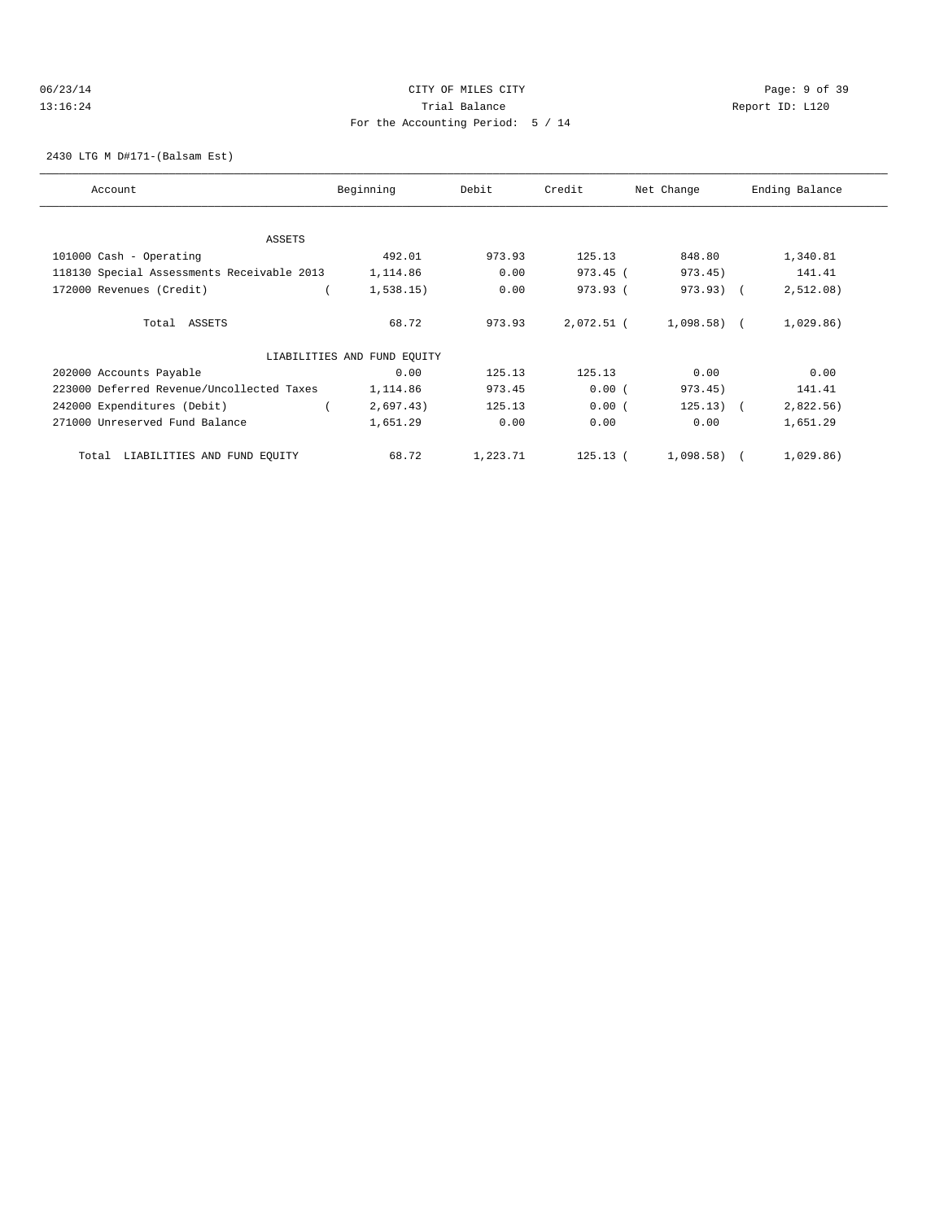CITY OF MILES CITY

Trial Balance

For the Accounting Period: 5 / 14

2430 LTG M D#171-(Balsam Est)

| Account | Beginning | Debit | Credit | Net Change | Ending Balance |
|---|---|---|---|---|---|
| ASSETS | | | | | |
| 101000 Cash - Operating | 492.01 | 973.93 | 125.13 | 848.80 | 1,340.81 |
| 118130 Special Assessments Receivable 2013 | 1,114.86 | 0.00 | 973.45 | ( 973.45) | 141.41 |
| 172000 Revenues (Credit) | ( 1,538.15) | 0.00 | 973.93 | ( 973.93) | ( 2,512.08) |
| Total ASSETS | 68.72 | 973.93 | 2,072.51 | ( 1,098.58) | ( 1,029.86) |
| LIABILITIES AND FUND EQUITY | | | | | |
| 202000 Accounts Payable | 0.00 | 125.13 | 125.13 | 0.00 | 0.00 |
| 223000 Deferred Revenue/Uncollected Taxes | 1,114.86 | 973.45 | 0.00 | ( 973.45) | 141.41 |
| 242000 Expenditures (Debit) | ( 2,697.43) | 125.13 | 0.00 | ( 125.13) | ( 2,822.56) |
| 271000 Unreserved Fund Balance | 1,651.29 | 0.00 | 0.00 | 0.00 | 1,651.29 |
| Total LIABILITIES AND FUND EQUITY | 68.72 | 1,223.71 | 125.13 | ( 1,098.58) | ( 1,029.86) |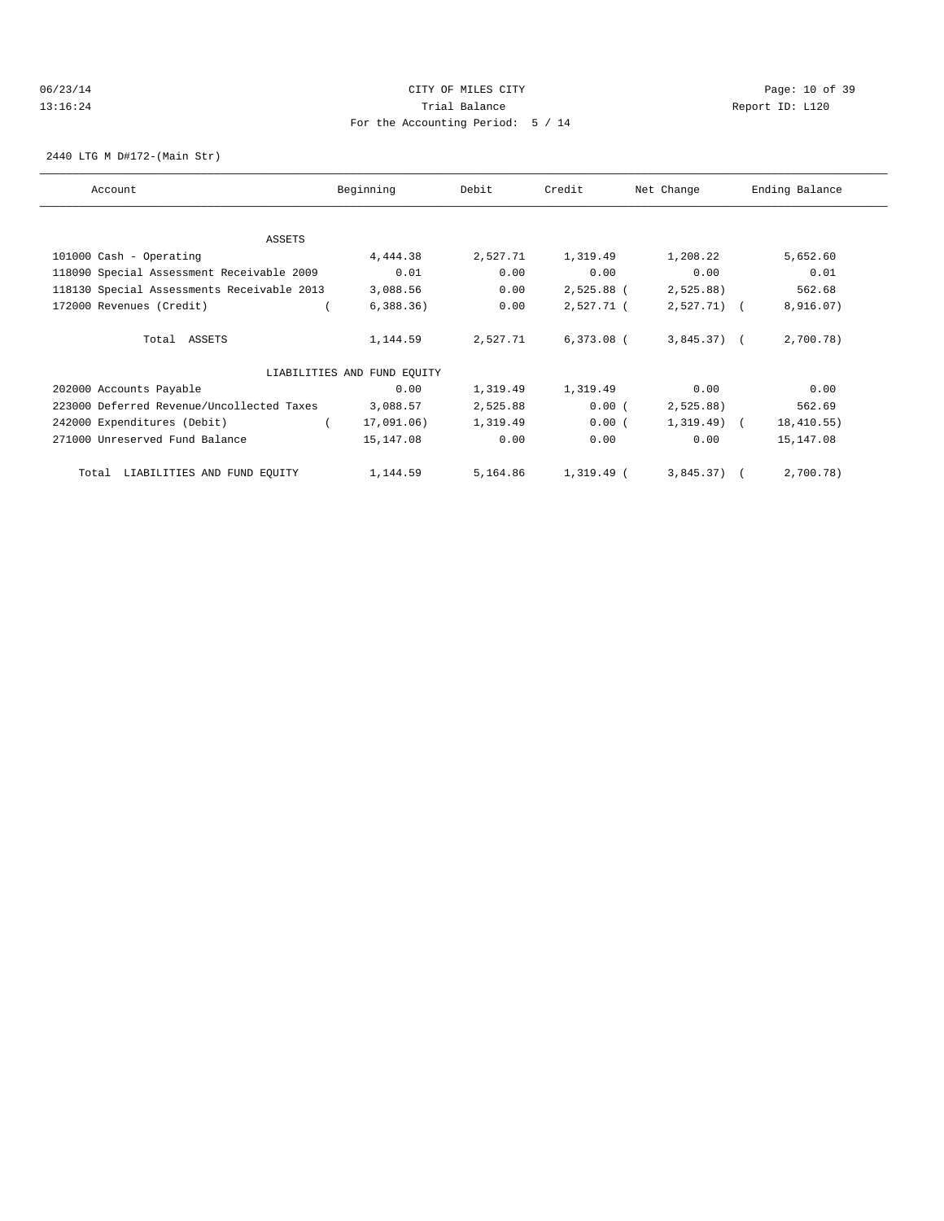CITY OF MILES CITY
Trial Balance
For the Accounting Period: 5 / 14

06/23/14
13:16:24

Report ID: L120

2440 LTG M D#172-(Main Str)

| Account | Beginning | Debit | Credit | Net Change | Ending Balance |
|---|---|---|---|---|---|
| ASSETS | | | | | |
| 101000 Cash - Operating | 4,444.38 | 2,527.71 | 1,319.49 | 1,208.22 | 5,652.60 |
| 118090 Special Assessment Receivable 2009 | 0.01 | 0.00 | 0.00 | 0.00 | 0.01 |
| 118130 Special Assessments Receivable 2013 | 3,088.56 | 0.00 | 2,525.88 | ( 2,525.88) | 562.68 |
| 172000 Revenues (Credit) | ( 6,388.36) | 0.00 | 2,527.71 | ( 2,527.71) | ( 8,916.07) |
| Total ASSETS | 1,144.59 | 2,527.71 | 6,373.08 | ( 3,845.37) | ( 2,700.78) |
| LIABILITIES AND FUND EQUITY | | | | | |
| 202000 Accounts Payable | 0.00 | 1,319.49 | 1,319.49 | 0.00 | 0.00 |
| 223000 Deferred Revenue/Uncollected Taxes | 3,088.57 | 2,525.88 | 0.00 | ( 2,525.88) | 562.69 |
| 242000 Expenditures (Debit) | ( 17,091.06) | 1,319.49 | 0.00 | ( 1,319.49) | ( 18,410.55) |
| 271000 Unreserved Fund Balance | 15,147.08 | 0.00 | 0.00 | 0.00 | 15,147.08 |
| Total LIABILITIES AND FUND EQUITY | 1,144.59 | 5,164.86 | 1,319.49 | ( 3,845.37) | ( 2,700.78) |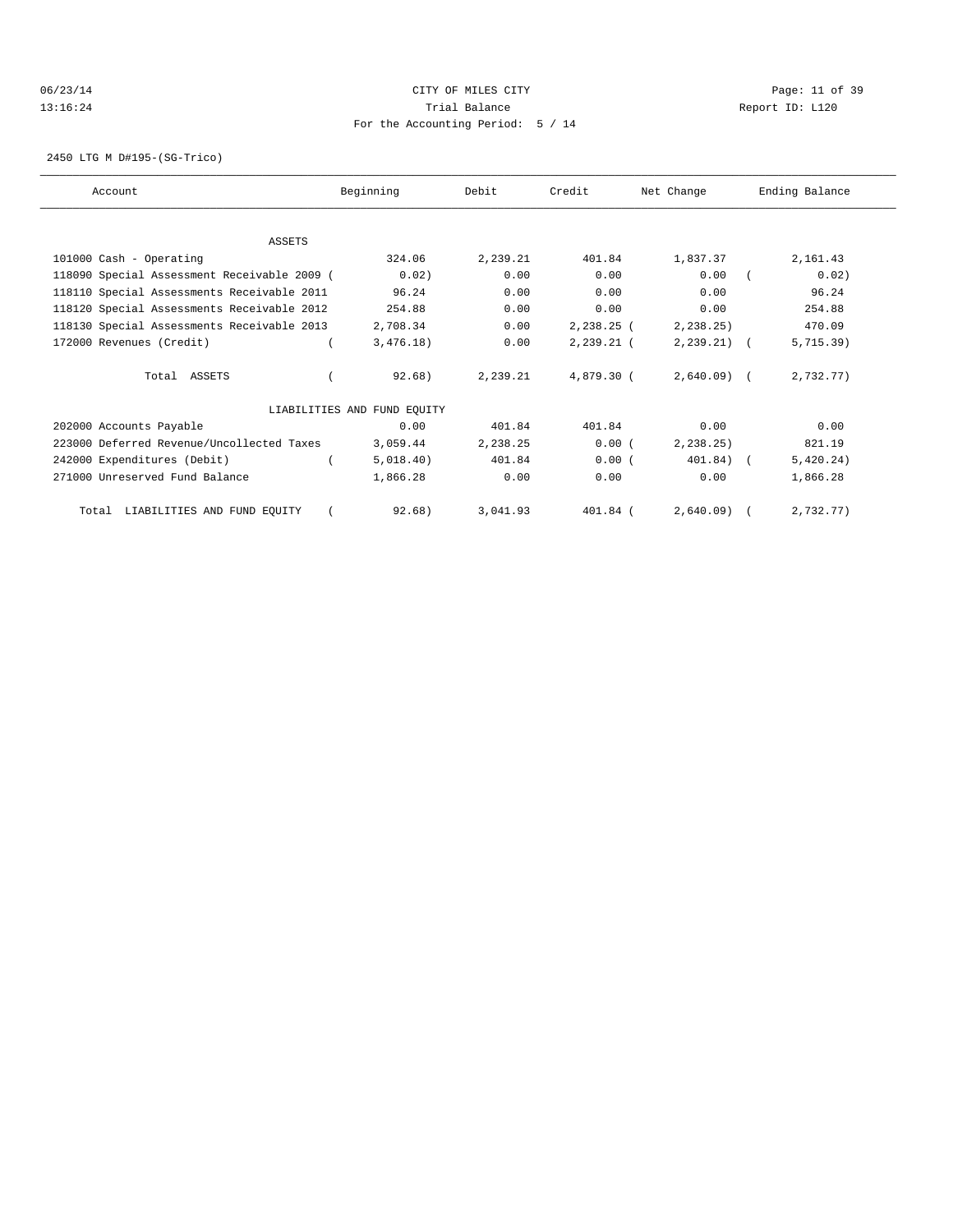CITY OF MILES CITY
Trial Balance
For the Accounting Period: 5 / 14

06/23/14
13:16:24

Report ID: L120

2450 LTG M D#195-(SG-Trico)

| Account | Beginning | Debit | Credit | Net Change | Ending Balance |
|---|---|---|---|---|---|
| **ASSETS** | | | | | |
| 101000 Cash - Operating | 324.06 | 2,239.21 | 401.84 | 1,837.37 | 2,161.43 |
| 118090 Special Assessment Receivable 2009 ( | 0.02) | 0.00 | 0.00 | 0.00 | ( 0.02) |
| 118110 Special Assessments Receivable 2011 | 96.24 | 0.00 | 0.00 | 0.00 | 96.24 |
| 118120 Special Assessments Receivable 2012 | 254.88 | 0.00 | 0.00 | 0.00 | 254.88 |
| 118130 Special Assessments Receivable 2013 | 2,708.34 | 0.00 | 2,238.25 | ( 2,238.25) | 470.09 |
| 172000 Revenues (Credit) | ( 3,476.18) | 0.00 | 2,239.21 | ( 2,239.21) | ( 5,715.39) |
| Total ASSETS | ( 92.68) | 2,239.21 | 4,879.30 | ( 2,640.09) | ( 2,732.77) |
| **LIABILITIES AND FUND EQUITY** | | | | | |
| 202000 Accounts Payable | 0.00 | 401.84 | 401.84 | 0.00 | 0.00 |
| 223000 Deferred Revenue/Uncollected Taxes | 3,059.44 | 2,238.25 | 0.00 | ( 2,238.25) | 821.19 |
| 242000 Expenditures (Debit) | ( 5,018.40) | 401.84 | 0.00 | ( 401.84) | ( 5,420.24) |
| 271000 Unreserved Fund Balance | 1,866.28 | 0.00 | 0.00 | 0.00 | 1,866.28 |
| Total LIABILITIES AND FUND EQUITY | ( 92.68) | 3,041.93 | 401.84 | ( 2,640.09) | ( 2,732.77) |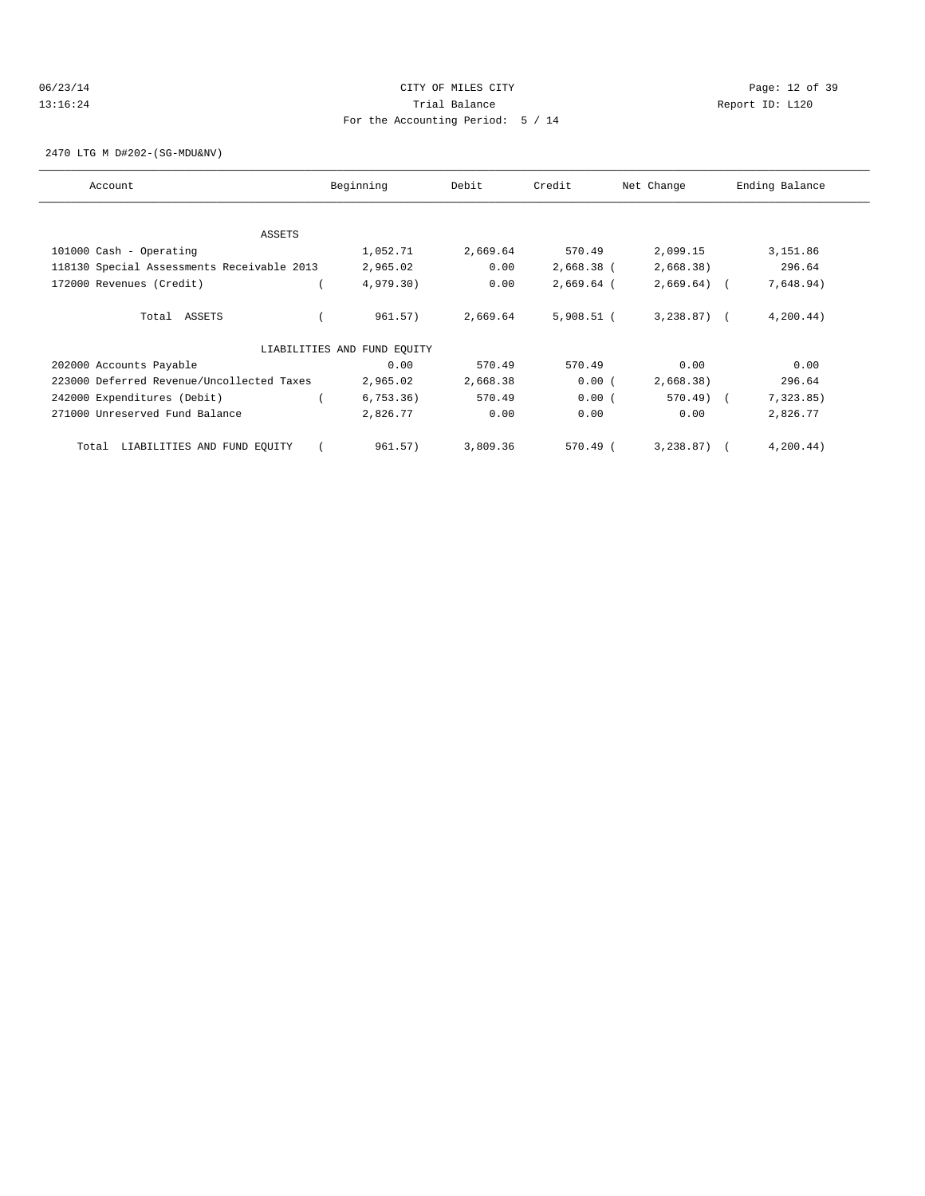CITY OF MILES CITY
Trial Balance
For the Accounting Period: 5 / 14

06/23/14
13:16:24

Report ID: L120

2470 LTG M D#202-(SG-MDU&NV)

| Account | Beginning | Debit | Credit | Net Change | Ending Balance |
|---|---|---|---|---|---|
| **ASSETS** | | | | | |
| 101000 Cash - Operating | 1,052.71 | 2,669.64 | 570.49 | 2,099.15 | 3,151.86 |
| 118130 Special Assessments Receivable 2013 | 2,965.02 | 0.00 | 2,668.38 | (2,668.38) | 296.64 |
| 172000 Revenues (Credit) | (4,979.30) | 0.00 | 2,669.64 | (2,669.64) | (7,648.94) |
| Total ASSETS | (961.57) | 2,669.64 | 5,908.51 | (3,238.87) | (4,200.44) |
| **LIABILITIES AND FUND EQUITY** | | | | | |
| 202000 Accounts Payable | 0.00 | 570.49 | 570.49 | 0.00 | 0.00 |
| 223000 Deferred Revenue/Uncollected Taxes | 2,965.02 | 2,668.38 | 0.00 | (2,668.38) | 296.64 |
| 242000 Expenditures (Debit) | (6,753.36) | 570.49 | 0.00 | (570.49) | (7,323.85) |
| 271000 Unreserved Fund Balance | 2,826.77 | 0.00 | 0.00 | 0.00 | 2,826.77 |
| Total LIABILITIES AND FUND EQUITY | (961.57) | 3,809.36 | 570.49 | (3,238.87) | (4,200.44) |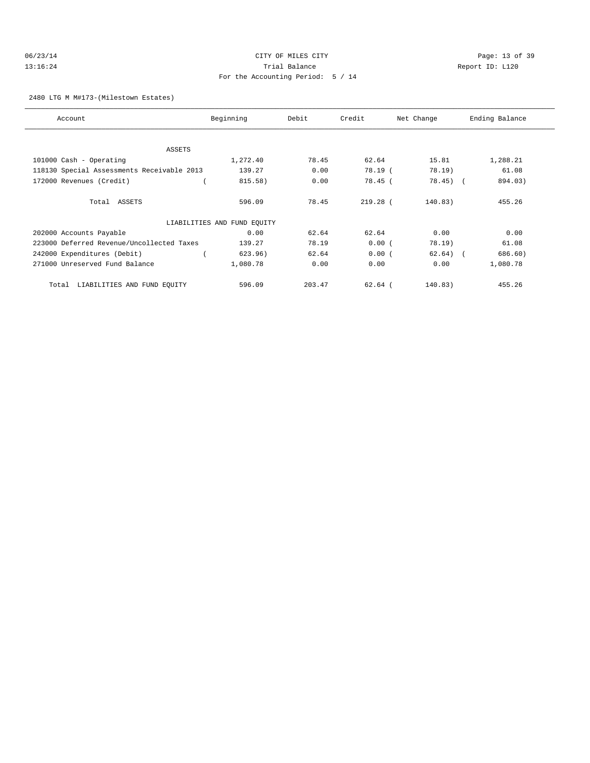CITY OF MILES CITY

Trial Balance

For the Accounting Period: 5 / 14

2480 LTG M M#173-(Milestown Estates)

| Account | Beginning | Debit | Credit | Net Change | Ending Balance |
|---|---|---|---|---|---|
| ASSETS | | | | | |
| 101000 Cash - Operating | 1,272.40 | 78.45 | 62.64 | 15.81 | 1,288.21 |
| 118130 Special Assessments Receivable 2013 | 139.27 | 0.00 | 78.19 | ( 78.19) | 61.08 |
| 172000 Revenues (Credit) | ( 815.58) | 0.00 | 78.45 | ( 78.45) | ( 894.03) |
| Total ASSETS | 596.09 | 78.45 | 219.28 | ( 140.83) | 455.26 |
| LIABILITIES AND FUND EQUITY | | | | | |
| 202000 Accounts Payable | 0.00 | 62.64 | 62.64 | 0.00 | 0.00 |
| 223000 Deferred Revenue/Uncollected Taxes | 139.27 | 78.19 | 0.00 | ( 78.19) | 61.08 |
| 242000 Expenditures (Debit) | ( 623.96) | 62.64 | 0.00 | ( 62.64) | ( 686.60) |
| 271000 Unreserved Fund Balance | 1,080.78 | 0.00 | 0.00 | 0.00 | 1,080.78 |
| Total LIABILITIES AND FUND EQUITY | 596.09 | 203.47 | 62.64 | ( 140.83) | 455.26 |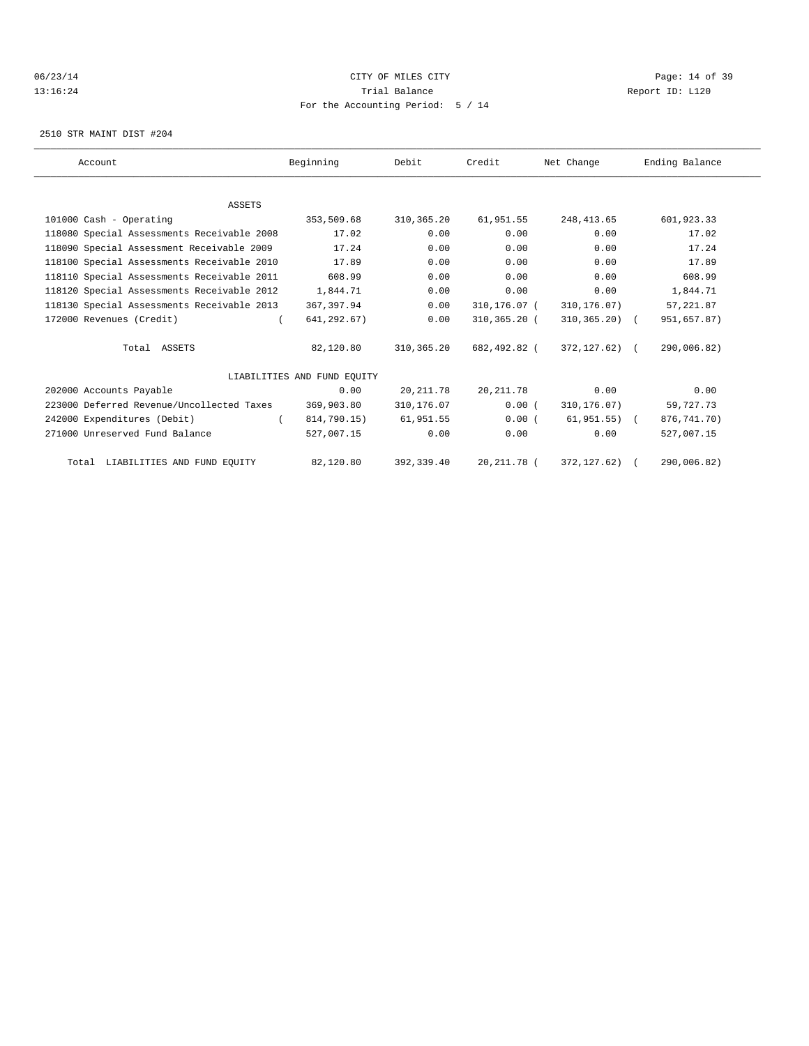CITY OF MILES CITY

Trial Balance

For the Accounting Period: 5 / 14

06/23/14
13:16:24

Report ID: L120

2510 STR MAINT DIST #204

| Account | Beginning | Debit | Credit | Net Change | Ending Balance |
|---|---|---|---|---|---|
| ASSETS | | | | | |
| 101000 Cash - Operating | 353,509.68 | 310,365.20 | 61,951.55 | 248,413.65 | 601,923.33 |
| 118080 Special Assessments Receivable 2008 | 17.02 | 0.00 | 0.00 | 0.00 | 17.02 |
| 118090 Special Assessment Receivable 2009 | 17.24 | 0.00 | 0.00 | 0.00 | 17.24 |
| 118100 Special Assessments Receivable 2010 | 17.89 | 0.00 | 0.00 | 0.00 | 17.89 |
| 118110 Special Assessments Receivable 2011 | 608.99 | 0.00 | 0.00 | 0.00 | 608.99 |
| 118120 Special Assessments Receivable 2012 | 1,844.71 | 0.00 | 0.00 | 0.00 | 1,844.71 |
| 118130 Special Assessments Receivable 2013 | 367,397.94 | 0.00 | 310,176.07 | (310,176.07) | 57,221.87 |
| 172000 Revenues (Credit) | (641,292.67) | 0.00 | 310,365.20 | (310,365.20) | (951,657.87) |
| Total ASSETS | 82,120.80 | 310,365.20 | 682,492.82 | (372,127.62) | (290,006.82) |
| LIABILITIES AND FUND EQUITY | | | | | |
| 202000 Accounts Payable | 0.00 | 20,211.78 | 20,211.78 | 0.00 | 0.00 |
| 223000 Deferred Revenue/Uncollected Taxes | 369,903.80 | 310,176.07 | 0.00 | (310,176.07) | 59,727.73 |
| 242000 Expenditures (Debit) | (814,790.15) | 61,951.55 | 0.00 | (61,951.55) | (876,741.70) |
| 271000 Unreserved Fund Balance | 527,007.15 | 0.00 | 0.00 | 0.00 | 527,007.15 |
| Total LIABILITIES AND FUND EQUITY | 82,120.80 | 392,339.40 | 20,211.78 | (372,127.62) | (290,006.82) |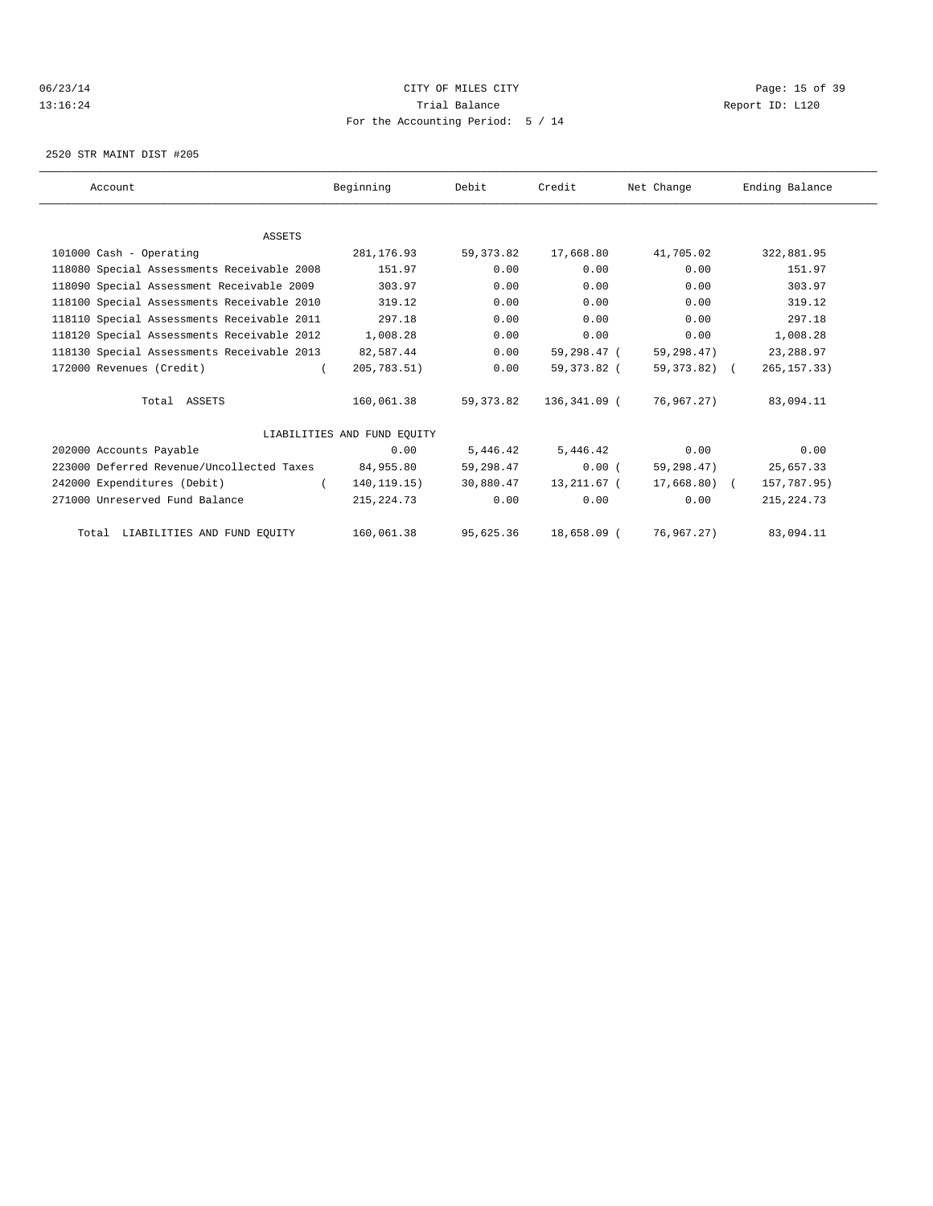CITY OF MILES CITY

Trial Balance

For the Accounting Period: 5 / 14

06/23/14 13:16:24 Report ID: L120

2520 STR MAINT DIST #205

| Account | Beginning | Debit | Credit | Net Change | Ending Balance |
|---|---|---|---|---|---|
| ASSETS | | | | | |
| 101000 Cash - Operating | 281,176.93 | 59,373.82 | 17,668.80 | 41,705.02 | 322,881.95 |
| 118080 Special Assessments Receivable 2008 | 151.97 | 0.00 | 0.00 | 0.00 | 151.97 |
| 118090 Special Assessment Receivable 2009 | 303.97 | 0.00 | 0.00 | 0.00 | 303.97 |
| 118100 Special Assessments Receivable 2010 | 319.12 | 0.00 | 0.00 | 0.00 | 319.12 |
| 118110 Special Assessments Receivable 2011 | 297.18 | 0.00 | 0.00 | 0.00 | 297.18 |
| 118120 Special Assessments Receivable 2012 | 1,008.28 | 0.00 | 0.00 | 0.00 | 1,008.28 |
| 118130 Special Assessments Receivable 2013 | 82,587.44 | 0.00 | 59,298.47 | ( 59,298.47) | 23,288.97 |
| 172000 Revenues (Credit) | ( 205,783.51) | 0.00 | 59,373.82 | ( 59,373.82) | ( 265,157.33) |
| Total ASSETS | 160,061.38 | 59,373.82 | 136,341.09 | ( 76,967.27) | 83,094.11 |
| LIABILITIES AND FUND EQUITY | | | | | |
| 202000 Accounts Payable | 0.00 | 5,446.42 | 5,446.42 | 0.00 | 0.00 |
| 223000 Deferred Revenue/Uncollected Taxes | 84,955.80 | 59,298.47 | 0.00 | ( 59,298.47) | 25,657.33 |
| 242000 Expenditures (Debit) | ( 140,119.15) | 30,880.47 | 13,211.67 | ( 17,668.80) | ( 157,787.95) |
| 271000 Unreserved Fund Balance | 215,224.73 | 0.00 | 0.00 | 0.00 | 215,224.73 |
| Total LIABILITIES AND FUND EQUITY | 160,061.38 | 95,625.36 | 18,658.09 | ( 76,967.27) | 83,094.11 |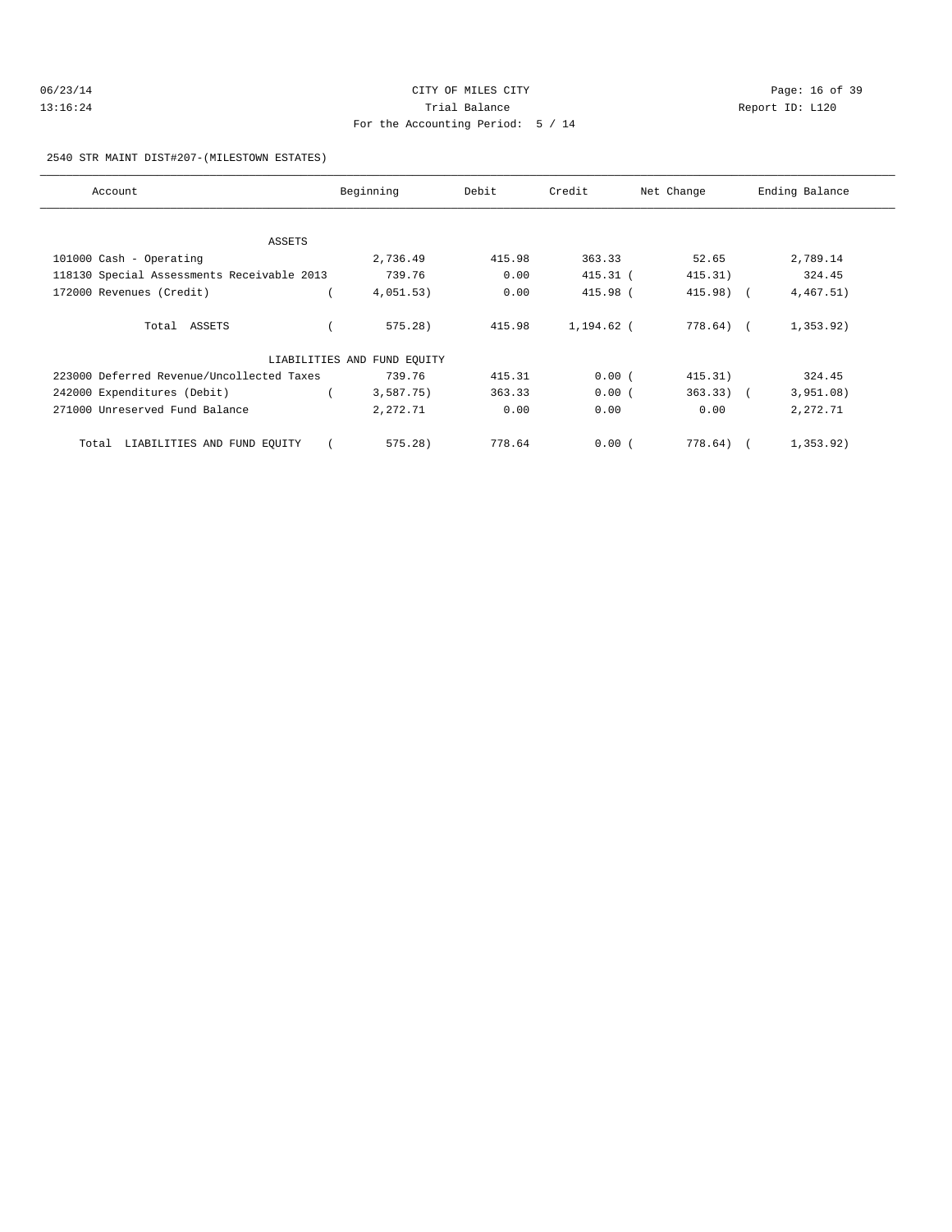2540 STR MAINT DIST#207-(MILESTOWN ESTATES)

| Account | Beginning | Debit | Credit | Net Change | Ending Balance |
|---|---|---|---|---|---|
| ASSETS | | | | | |
| 101000 Cash - Operating | 2,736.49 | 415.98 | 363.33 | 52.65 | 2,789.14 |
| 118130 Special Assessments Receivable 2013 | 739.76 | 0.00 | 415.31 | ( 415.31) | 324.45 |
| 172000 Revenues (Credit) | ( 4,051.53) | 0.00 | 415.98 | ( 415.98) | ( 4,467.51) |
| Total ASSETS | ( 575.28) | 415.98 | 1,194.62 | ( 778.64) | ( 1,353.92) |
| LIABILITIES AND FUND EQUITY | | | | | |
| 223000 Deferred Revenue/Uncollected Taxes | 739.76 | 415.31 | 0.00 | ( 415.31) | 324.45 |
| 242000 Expenditures (Debit) | ( 3,587.75) | 363.33 | 0.00 | ( 363.33) | ( 3,951.08) |
| 271000 Unreserved Fund Balance | 2,272.71 | 0.00 | 0.00 | 0.00 | 2,272.71 |
| Total LIABILITIES AND FUND EQUITY | ( 575.28) | 778.64 | 0.00 | ( 778.64) | ( 1,353.92) |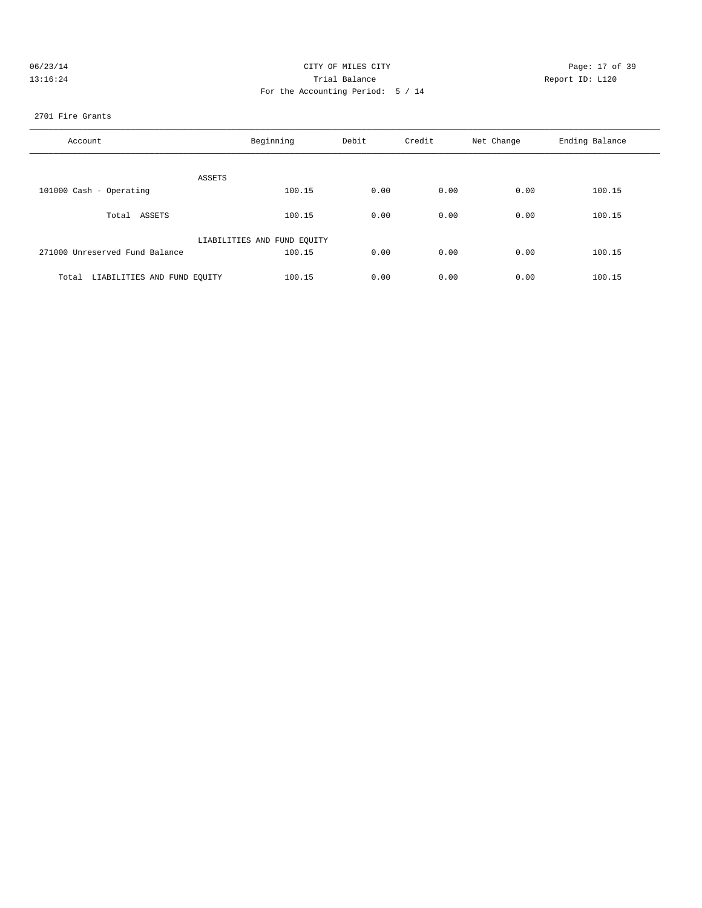CITY OF MILES CITY

Trial Balance

For the Accounting Period: 5 / 14

06/23/14
13:16:24

Report ID: L120

2701 Fire Grants

| Account | Beginning | Debit | Credit | Net Change | Ending Balance |
|---|---|---|---|---|---|
| ASSETS | | | | | |
| 101000 Cash - Operating | 100.15 | 0.00 | 0.00 | 0.00 | 100.15 |
| Total ASSETS | 100.15 | 0.00 | 0.00 | 0.00 | 100.15 |
| LIABILITIES AND FUND EQUITY | | | | | |
| 271000 Unreserved Fund Balance | 100.15 | 0.00 | 0.00 | 0.00 | 100.15 |
| Total LIABILITIES AND FUND EQUITY | 100.15 | 0.00 | 0.00 | 0.00 | 100.15 |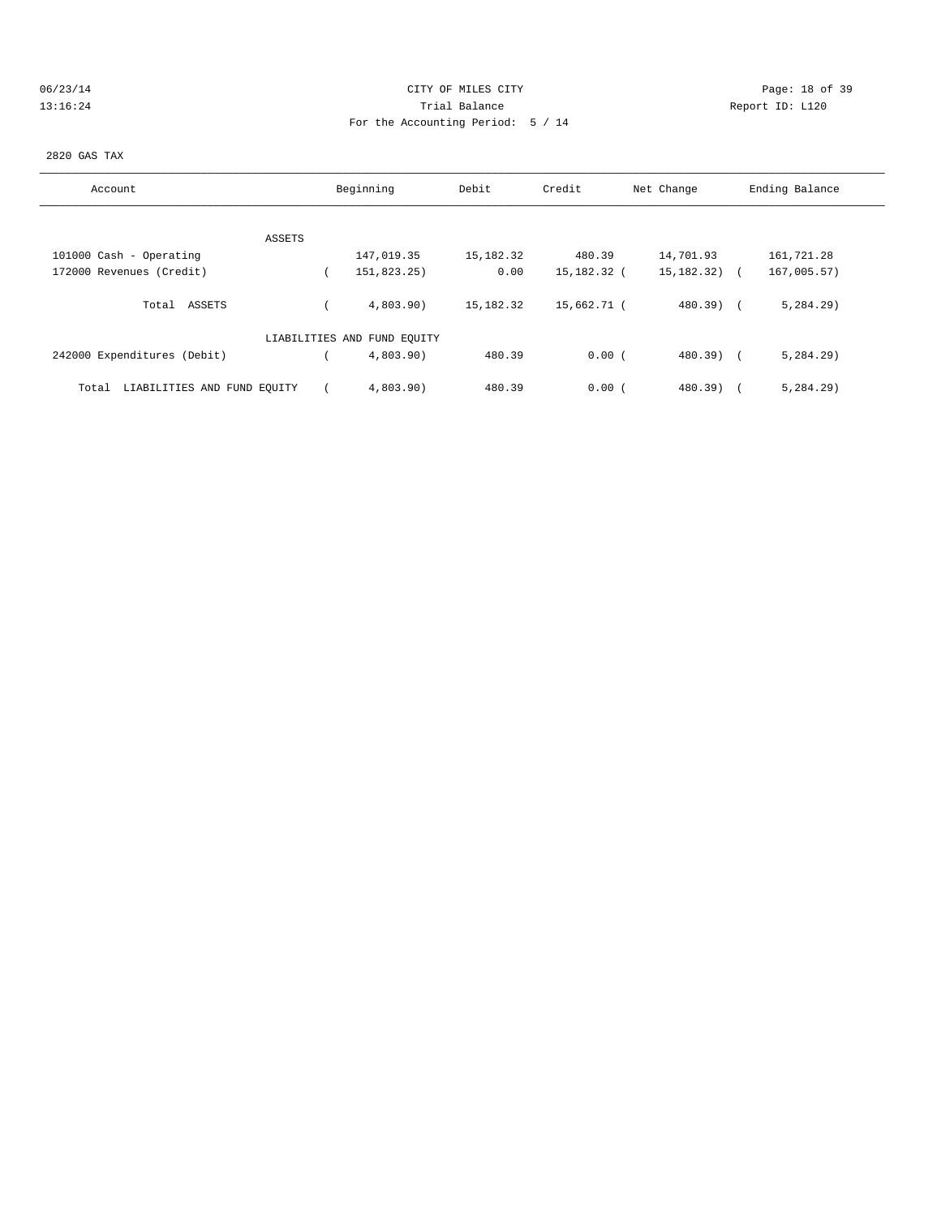CITY OF MILES CITY

Trial Balance

For the Accounting Period: 5 / 14

2820 GAS TAX

| Account | Beginning | Debit | Credit | Net Change | Ending Balance |
|---|---|---|---|---|---|
| ASSETS | | | | | |
| 101000 Cash - Operating | 147,019.35 | 15,182.32 | 480.39 | 14,701.93 | 161,721.28 |
| 172000 Revenues (Credit) | ( 151,823.25) | 0.00 | 15,182.32 | ( 15,182.32) | ( 167,005.57) |
| Total ASSETS | ( 4,803.90) | 15,182.32 | 15,662.71 | ( 480.39) | ( 5,284.29) |
| LIABILITIES AND FUND EQUITY | | | | | |
| 242000 Expenditures (Debit) | ( 4,803.90) | 480.39 | 0.00 | ( 480.39) | ( 5,284.29) |
| Total LIABILITIES AND FUND EQUITY | ( 4,803.90) | 480.39 | 0.00 | ( 480.39) | ( 5,284.29) |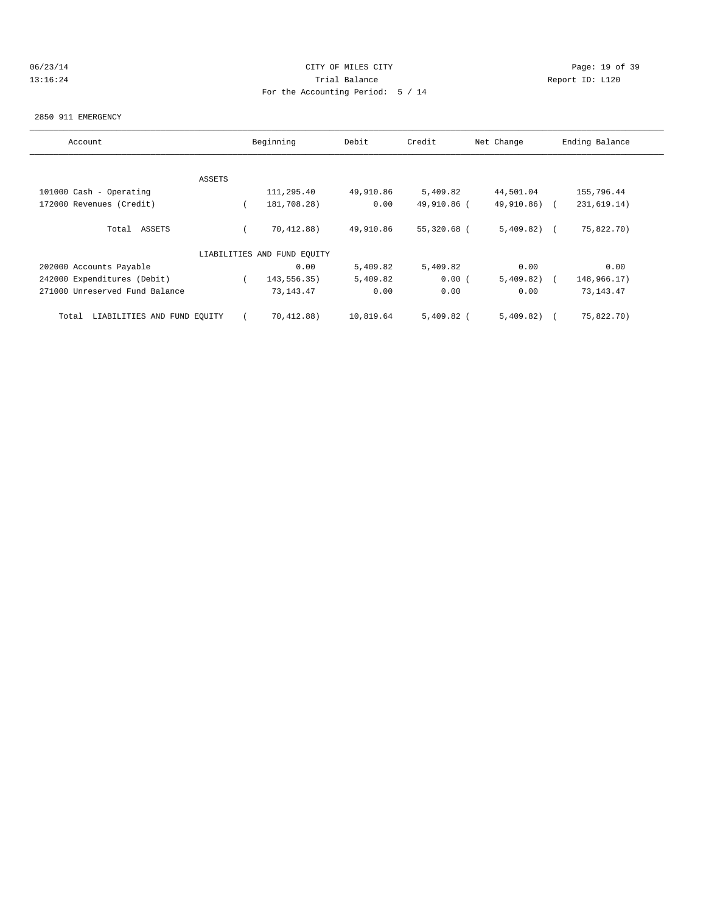CITY OF MILES CITY
Trial Balance
For the Accounting Period: 5 / 14

06/23/14
13:16:24

Report ID: L120

2850 911 EMERGENCY

| Account | Beginning | Debit | Credit | Net Change | Ending Balance |
|---|---|---|---|---|---|
| ASSETS | | | | | |
| 101000 Cash - Operating | 111,295.40 | 49,910.86 | 5,409.82 | 44,501.04 | 155,796.44 |
| 172000 Revenues (Credit) | ( 181,708.28) | 0.00 | 49,910.86 | ( 49,910.86) | ( 231,619.14) |
| Total ASSETS | ( 70,412.88) | 49,910.86 | 55,320.68 | ( 5,409.82) | ( 75,822.70) |
| LIABILITIES AND FUND EQUITY | | | | | |
| 202000 Accounts Payable | 0.00 | 5,409.82 | 5,409.82 | 0.00 | 0.00 |
| 242000 Expenditures (Debit) | ( 143,556.35) | 5,409.82 | 0.00 | ( 5,409.82) | ( 148,966.17) |
| 271000 Unreserved Fund Balance | 73,143.47 | 0.00 | 0.00 | 0.00 | 73,143.47 |
| Total LIABILITIES AND FUND EQUITY | ( 70,412.88) | 10,819.64 | 5,409.82 | ( 5,409.82) | ( 75,822.70) |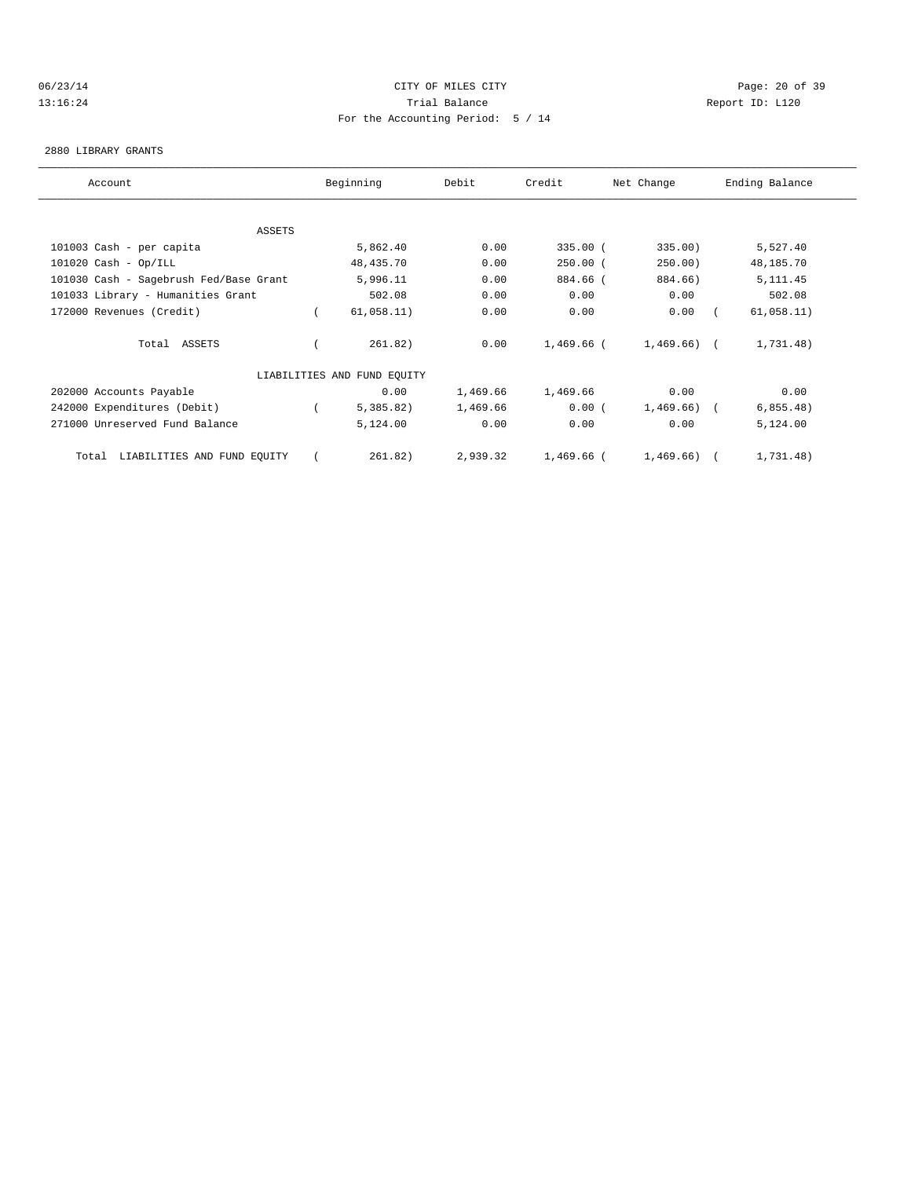CITY OF MILES CITY
Trial Balance
For the Accounting Period: 5 / 14

06/23/14
13:16:24

Report ID: L120

2880 LIBRARY GRANTS

| Account | Beginning | Debit | Credit | Net Change | Ending Balance |
|---|---|---|---|---|---|
| ASSETS | | | | | |
| 101003 Cash - per capita | 5,862.40 | 0.00 | 335.00 | ( 335.00) | 5,527.40 |
| 101020 Cash - Op/ILL | 48,435.70 | 0.00 | 250.00 | ( 250.00) | 48,185.70 |
| 101030 Cash - Sagebrush Fed/Base Grant | 5,996.11 | 0.00 | 884.66 | ( 884.66) | 5,111.45 |
| 101033 Library - Humanities Grant | 502.08 | 0.00 | 0.00 | 0.00 | 502.08 |
| 172000 Revenues (Credit) | ( 61,058.11) | 0.00 | 0.00 | 0.00 | ( 61,058.11) |
| Total ASSETS | ( 261.82) | 0.00 | 1,469.66 | ( 1,469.66) | ( 1,731.48) |
| LIABILITIES AND FUND EQUITY | | | | | |
| 202000 Accounts Payable | 0.00 | 1,469.66 | 1,469.66 | 0.00 | 0.00 |
| 242000 Expenditures (Debit) | ( 5,385.82) | 1,469.66 | 0.00 | ( 1,469.66) | ( 6,855.48) |
| 271000 Unreserved Fund Balance | 5,124.00 | 0.00 | 0.00 | 0.00 | 5,124.00 |
| Total LIABILITIES AND FUND EQUITY | ( 261.82) | 2,939.32 | 1,469.66 | ( 1,469.66) | ( 1,731.48) |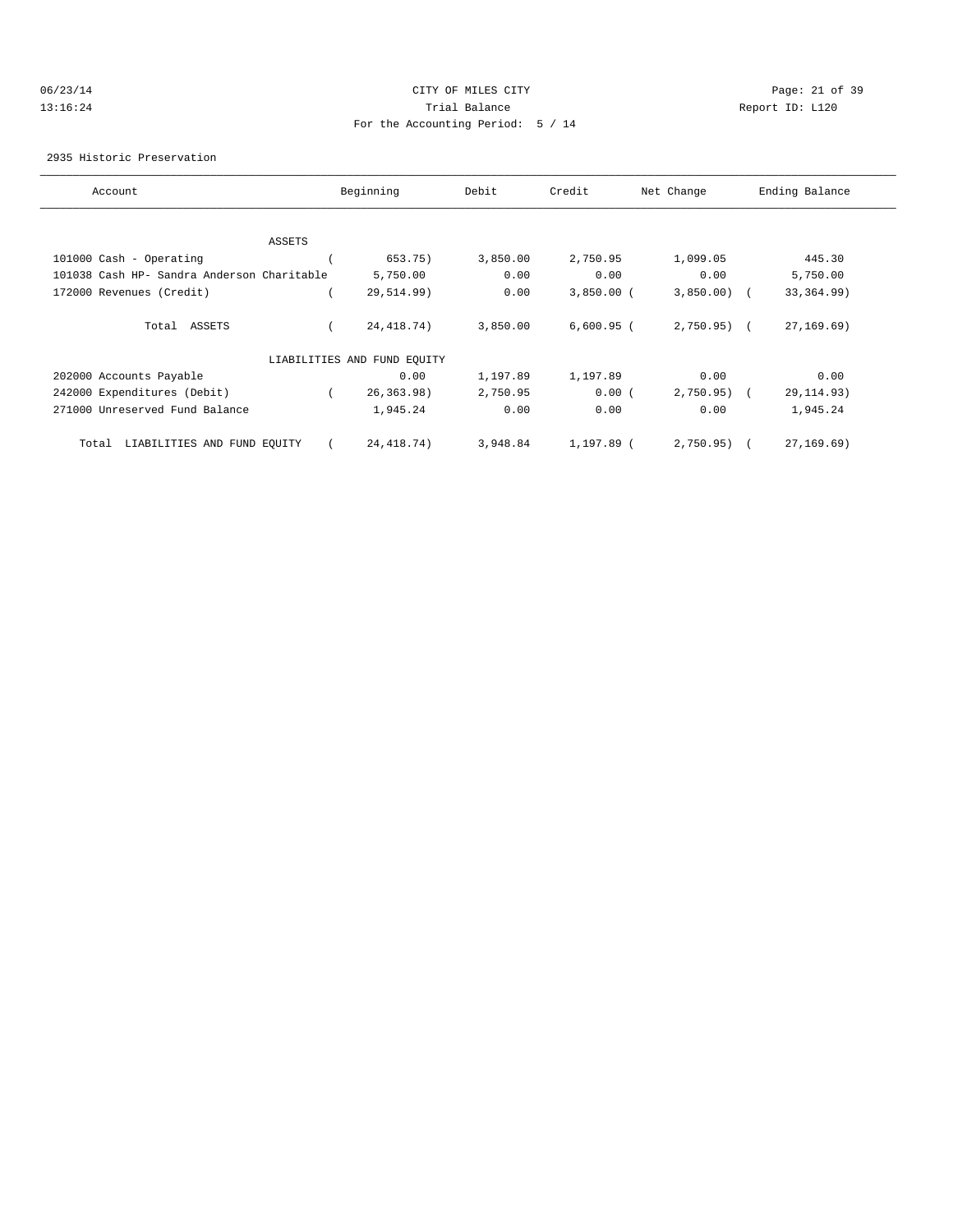CITY OF MILES CITY
Trial Balance
For the Accounting Period: 5 / 14

06/23/14
13:16:24

Report ID: L120

2935 Historic Preservation

| Account | Beginning | Debit | Credit | Net Change | Ending Balance |
|---|---|---|---|---|---|
| ASSETS | | | | | |
| 101000 Cash - Operating | ( 653.75) | 3,850.00 | 2,750.95 | 1,099.05 | 445.30 |
| 101038 Cash HP- Sandra Anderson Charitable | 5,750.00 | 0.00 | 0.00 | 0.00 | 5,750.00 |
| 172000 Revenues (Credit) | ( 29,514.99) | 0.00 | 3,850.00 | ( 3,850.00) | ( 33,364.99) |
| Total ASSETS | ( 24,418.74) | 3,850.00 | 6,600.95 | ( 2,750.95) | ( 27,169.69) |
| LIABILITIES AND FUND EQUITY | | | | | |
| 202000 Accounts Payable | 0.00 | 1,197.89 | 1,197.89 | 0.00 | 0.00 |
| 242000 Expenditures (Debit) | ( 26,363.98) | 2,750.95 | 0.00 | ( 2,750.95) | ( 29,114.93) |
| 271000 Unreserved Fund Balance | 1,945.24 | 0.00 | 0.00 | 0.00 | 1,945.24 |
| Total LIABILITIES AND FUND EQUITY | ( 24,418.74) | 3,948.84 | 1,197.89 | ( 2,750.95) | ( 27,169.69) |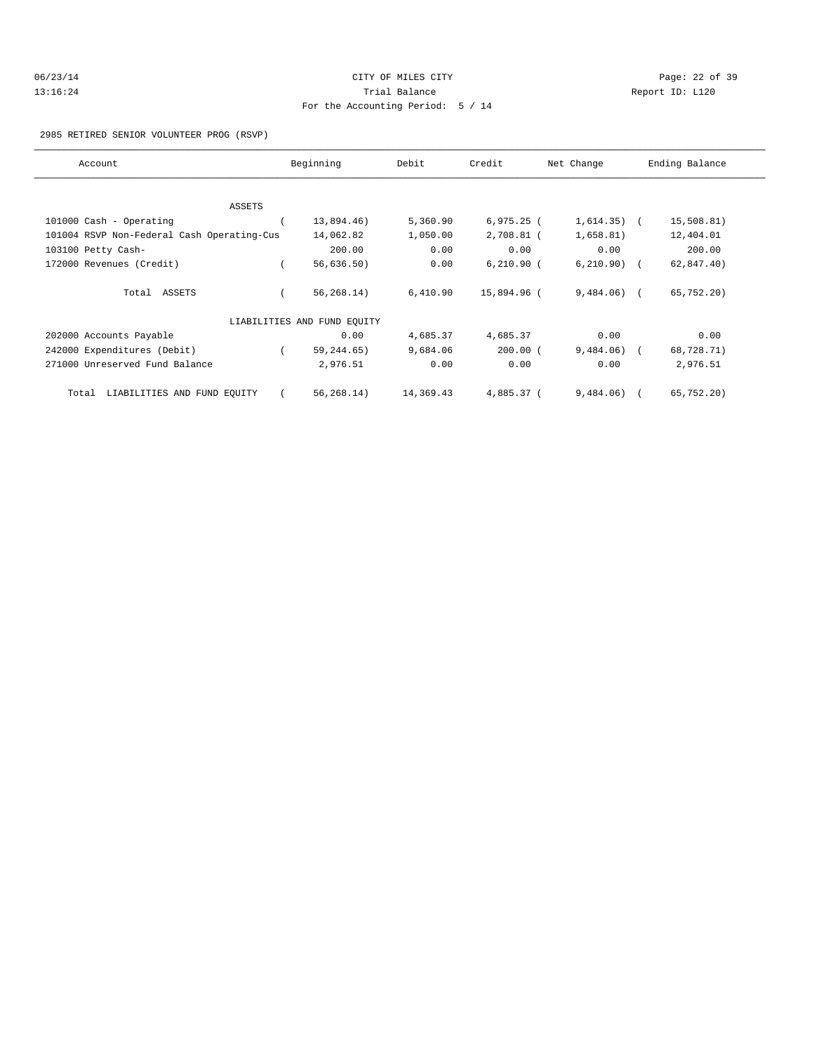CITY OF MILES CITY

Trial Balance

For the Accounting Period: 5 / 14

06/23/14 13:16:24

Report ID: L120

2985 RETIRED SENIOR VOLUNTEER PROG (RSVP)

| Account | Beginning | Debit | Credit | Net Change | Ending Balance |
|---|---|---|---|---|---|
| ASSETS | | | | | |
| 101000 Cash - Operating | ( 13,894.46) | 5,360.90 | 6,975.25 | ( 1,614.35) | ( 15,508.81) |
| 101004 RSVP Non-Federal Cash Operating-Cus | 14,062.82 | 1,050.00 | 2,708.81 | ( 1,658.81) | 12,404.01 |
| 103100 Petty Cash- | 200.00 | 0.00 | 0.00 | 0.00 | 200.00 |
| 172000 Revenues (Credit) | ( 56,636.50) | 0.00 | 6,210.90 | ( 6,210.90) | ( 62,847.40) |
| Total ASSETS | ( 56,268.14) | 6,410.90 | 15,894.96 | ( 9,484.06) | ( 65,752.20) |
| LIABILITIES AND FUND EQUITY | | | | | |
| 202000 Accounts Payable | 0.00 | 4,685.37 | 4,685.37 | 0.00 | 0.00 |
| 242000 Expenditures (Debit) | ( 59,244.65) | 9,684.06 | 200.00 | ( 9,484.06) | ( 68,728.71) |
| 271000 Unreserved Fund Balance | 2,976.51 | 0.00 | 0.00 | 0.00 | 2,976.51 |
| Total LIABILITIES AND FUND EQUITY | ( 56,268.14) | 14,369.43 | 4,885.37 | ( 9,484.06) | ( 65,752.20) |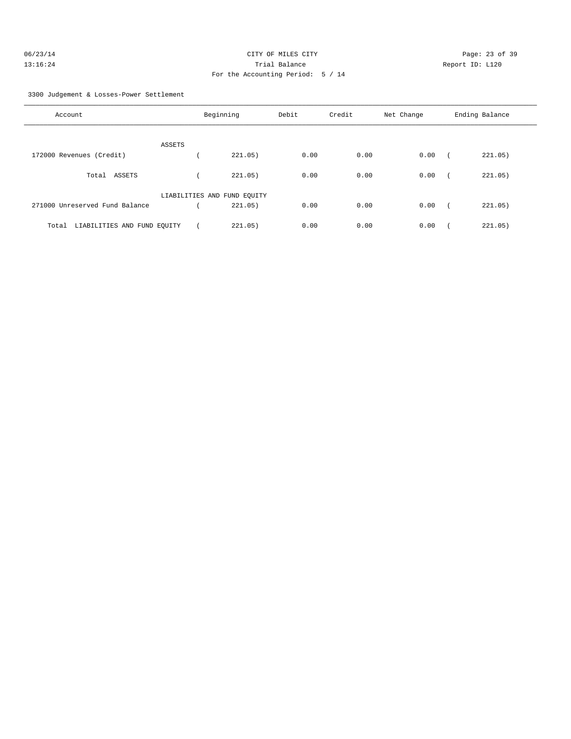CITY OF MILES CITY
Trial Balance
For the Accounting Period: 5 / 14

06/23/14
13:16:24

Report ID: L120

3300 Judgement & Losses-Power Settlement

| Account | Beginning | Debit | Credit | Net Change | Ending Balance |
|---|---|---|---|---|---|
| ASSETS | | | | | |
| 172000 Revenues (Credit) | ( 221.05) | 0.00 | 0.00 | 0.00 | ( 221.05) |
| Total ASSETS | ( 221.05) | 0.00 | 0.00 | 0.00 | ( 221.05) |
| LIABILITIES AND FUND EQUITY | | | | | |
| 271000 Unreserved Fund Balance | ( 221.05) | 0.00 | 0.00 | 0.00 | ( 221.05) |
| Total LIABILITIES AND FUND EQUITY | ( 221.05) | 0.00 | 0.00 | 0.00 | ( 221.05) |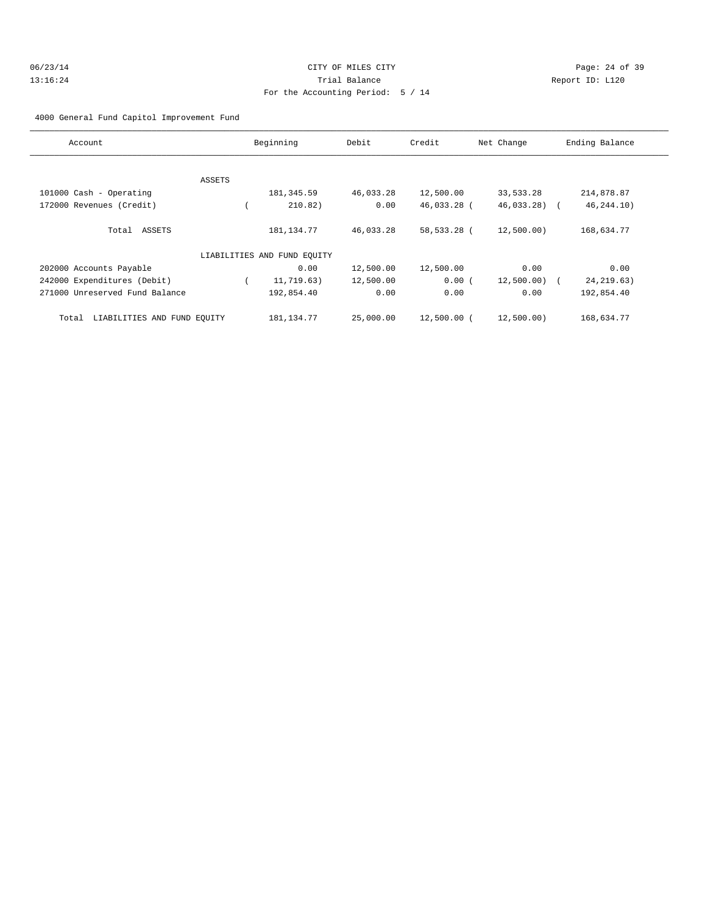CITY OF MILES CITY
Trial Balance
For the Accounting Period: 5 / 14

06/23/14
13:16:24

Report ID: L120

4000 General Fund Capitol Improvement Fund

| Account | Beginning | Debit | Credit | Net Change | Ending Balance |
|---|---|---|---|---|---|
| ASSETS | | | | | |
| 101000 Cash - Operating | 181,345.59 | 46,033.28 | 12,500.00 | 33,533.28 | 214,878.87 |
| 172000 Revenues (Credit) | ( 210.82) | 0.00 | 46,033.28 | ( 46,033.28) | ( 46,244.10) |
| Total ASSETS | 181,134.77 | 46,033.28 | 58,533.28 | ( 12,500.00) | 168,634.77 |
| LIABILITIES AND FUND EQUITY | | | | | |
| 202000 Accounts Payable | 0.00 | 12,500.00 | 12,500.00 | 0.00 | 0.00 |
| 242000 Expenditures (Debit) | ( 11,719.63) | 12,500.00 | 0.00 | ( 12,500.00) | ( 24,219.63) |
| 271000 Unreserved Fund Balance | 192,854.40 | 0.00 | 0.00 | 0.00 | 192,854.40 |
| Total LIABILITIES AND FUND EQUITY | 181,134.77 | 25,000.00 | 12,500.00 | ( 12,500.00) | 168,634.77 |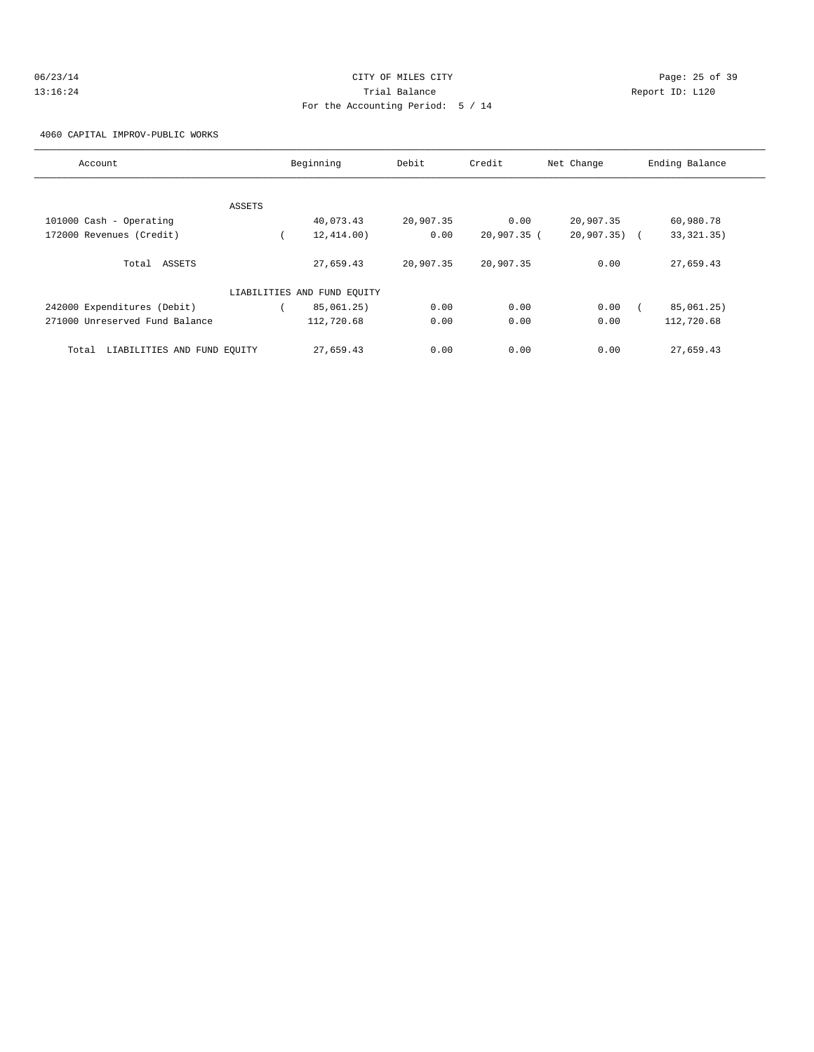CITY OF MILES CITY
Trial Balance
For the Accounting Period: 5 / 14

06/23/14
13:16:24

Report ID: L120

4060 CAPITAL IMPROV-PUBLIC WORKS

| Account | Beginning | Debit | Credit | Net Change | Ending Balance |
|---|---|---|---|---|---|
| ASSETS | | | | | |
| 101000 Cash - Operating | 40,073.43 | 20,907.35 | 0.00 | 20,907.35 | 60,980.78 |
| 172000 Revenues (Credit) | ( 12,414.00) | 0.00 | 20,907.35 | ( 20,907.35) | ( 33,321.35) |
| Total ASSETS | 27,659.43 | 20,907.35 | 20,907.35 | 0.00 | 27,659.43 |
| LIABILITIES AND FUND EQUITY | | | | | |
| 242000 Expenditures (Debit) | ( 85,061.25) | 0.00 | 0.00 | 0.00 | ( 85,061.25) |
| 271000 Unreserved Fund Balance | 112,720.68 | 0.00 | 0.00 | 0.00 | 112,720.68 |
| Total LIABILITIES AND FUND EQUITY | 27,659.43 | 0.00 | 0.00 | 0.00 | 27,659.43 |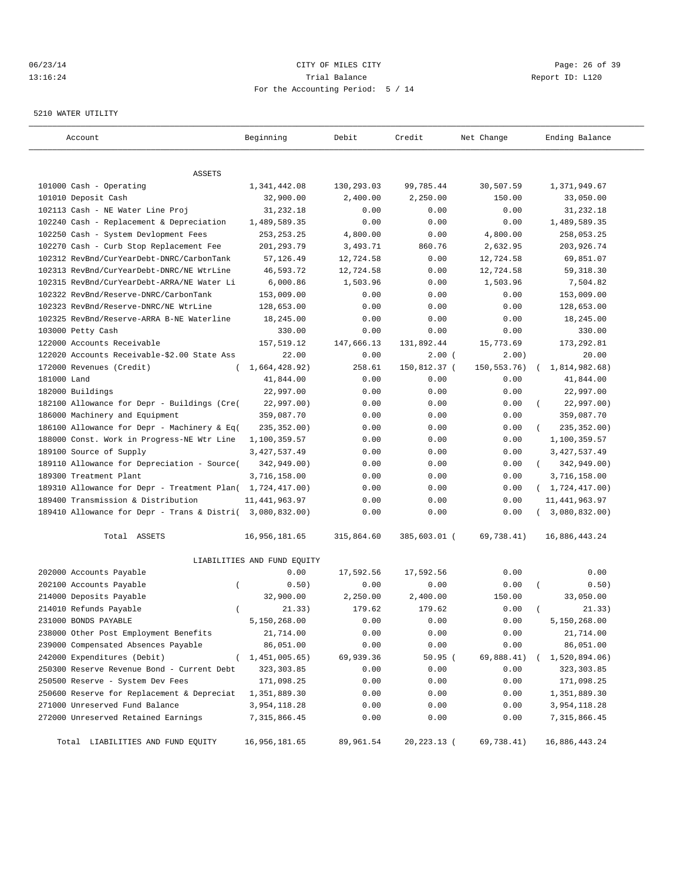CITY OF MILES CITY
Trial Balance
For the Accounting Period: 5 / 14

06/23/14
13:16:24

Report ID: L120

5210 WATER UTILITY

| Account | Beginning | Debit | Credit | Net Change | Ending Balance |
|---|---|---|---|---|---|
| **ASSETS** | | | | | |
| 101000 Cash - Operating | 1,341,442.08 | 130,293.03 | 99,785.44 | 30,507.59 | 1,371,949.67 |
| 101010 Deposit Cash | 32,900.00 | 2,400.00 | 2,250.00 | 150.00 | 33,050.00 |
| 102113 Cash - NE Water Line Proj | 31,232.18 | 0.00 | 0.00 | 0.00 | 31,232.18 |
| 102240 Cash - Replacement & Depreciation | 1,489,589.35 | 0.00 | 0.00 | 0.00 | 1,489,589.35 |
| 102250 Cash - System Devlopment Fees | 253,253.25 | 4,800.00 | 0.00 | 4,800.00 | 258,053.25 |
| 102270 Cash - Curb Stop Replacement Fee | 201,293.79 | 3,493.71 | 860.76 | 2,632.95 | 203,926.74 |
| 102312 RevBnd/CurYearDebt-DNRC/CarbonTank | 57,126.49 | 12,724.58 | 0.00 | 12,724.58 | 69,851.07 |
| 102313 RevBnd/CurYearDebt-DNRC/NE WtrLine | 46,593.72 | 12,724.58 | 0.00 | 12,724.58 | 59,318.30 |
| 102315 RevBnd/CurYearDebt-ARRA/NE Water Li | 6,000.86 | 1,503.96 | 0.00 | 1,503.96 | 7,504.82 |
| 102322 RevBnd/Reserve-DNRC/CarbonTank | 153,009.00 | 0.00 | 0.00 | 0.00 | 153,009.00 |
| 102323 RevBnd/Reserve-DNRC/NE WtrLine | 128,653.00 | 0.00 | 0.00 | 0.00 | 128,653.00 |
| 102325 RevBnd/Reserve-ARRA B-NE Waterline | 18,245.00 | 0.00 | 0.00 | 0.00 | 18,245.00 |
| 103000 Petty Cash | 330.00 | 0.00 | 0.00 | 0.00 | 330.00 |
| 122000 Accounts Receivable | 157,519.12 | 147,666.13 | 131,892.44 | 15,773.69 | 173,292.81 |
| 122020 Accounts Receivable-$2.00 State Ass | 22.00 | 0.00 | 2.00 | ( 2.00) | 20.00 |
| 172000 Revenues (Credit) | ( 1,664,428.92) | 258.61 | 150,812.37 | ( 150,553.76) | ( 1,814,982.68) |
| 181000 Land | 41,844.00 | 0.00 | 0.00 | 0.00 | 41,844.00 |
| 182000 Buildings | 22,997.00 | 0.00 | 0.00 | 0.00 | 22,997.00 |
| 182100 Allowance for Depr - Buildings (Cre( | 22,997.00) | 0.00 | 0.00 | 0.00 | ( 22,997.00) |
| 186000 Machinery and Equipment | 359,087.70 | 0.00 | 0.00 | 0.00 | 359,087.70 |
| 186100 Allowance for Depr - Machinery & Eq( | 235,352.00) | 0.00 | 0.00 | 0.00 | ( 235,352.00) |
| 188000 Const. Work in Progress-NE Wtr Line | 1,100,359.57 | 0.00 | 0.00 | 0.00 | 1,100,359.57 |
| 189100 Source of Supply | 3,427,537.49 | 0.00 | 0.00 | 0.00 | 3,427,537.49 |
| 189110 Allowance for Depreciation - Source( | 342,949.00) | 0.00 | 0.00 | 0.00 | ( 342,949.00) |
| 189300 Treatment Plant | 3,716,158.00 | 0.00 | 0.00 | 0.00 | 3,716,158.00 |
| 189310 Allowance for Depr - Treatment Plan( | 1,724,417.00) | 0.00 | 0.00 | 0.00 | ( 1,724,417.00) |
| 189400 Transmission & Distribution | 11,441,963.97 | 0.00 | 0.00 | 0.00 | 11,441,963.97 |
| 189410 Allowance for Depr - Trans & Distri( | 3,080,832.00) | 0.00 | 0.00 | 0.00 | ( 3,080,832.00) |
| Total ASSETS | 16,956,181.65 | 315,864.60 | 385,603.01 | ( 69,738.41) | 16,886,443.24 |
| **LIABILITIES AND FUND EQUITY** | | | | | |
| 202000 Accounts Payable | 0.00 | 17,592.56 | 17,592.56 | 0.00 | 0.00 |
| 202100 Accounts Payable | ( 0.50) | 0.00 | 0.00 | 0.00 | ( 0.50) |
| 214000 Deposits Payable | 32,900.00 | 2,250.00 | 2,400.00 | 150.00 | 33,050.00 |
| 214010 Refunds Payable | ( 21.33) | 179.62 | 179.62 | 0.00 | ( 21.33) |
| 231000 BONDS PAYABLE | 5,150,268.00 | 0.00 | 0.00 | 0.00 | 5,150,268.00 |
| 238000 Other Post Employment Benefits | 21,714.00 | 0.00 | 0.00 | 0.00 | 21,714.00 |
| 239000 Compensated Absences Payable | 86,051.00 | 0.00 | 0.00 | 0.00 | 86,051.00 |
| 242000 Expenditures (Debit) | ( 1,451,005.65) | 69,939.36 | 50.95 | ( 69,888.41) | ( 1,520,894.06) |
| 250300 Reserve Revenue Bond - Current Debt | 323,303.85 | 0.00 | 0.00 | 0.00 | 323,303.85 |
| 250500 Reserve - System Dev Fees | 171,098.25 | 0.00 | 0.00 | 0.00 | 171,098.25 |
| 250600 Reserve for Replacement & Depreciat | 1,351,889.30 | 0.00 | 0.00 | 0.00 | 1,351,889.30 |
| 271000 Unreserved Fund Balance | 3,954,118.28 | 0.00 | 0.00 | 0.00 | 3,954,118.28 |
| 272000 Unreserved Retained Earnings | 7,315,866.45 | 0.00 | 0.00 | 0.00 | 7,315,866.45 |
| Total LIABILITIES AND FUND EQUITY | 16,956,181.65 | 89,961.54 | 20,223.13 | ( 69,738.41) | 16,886,443.24 |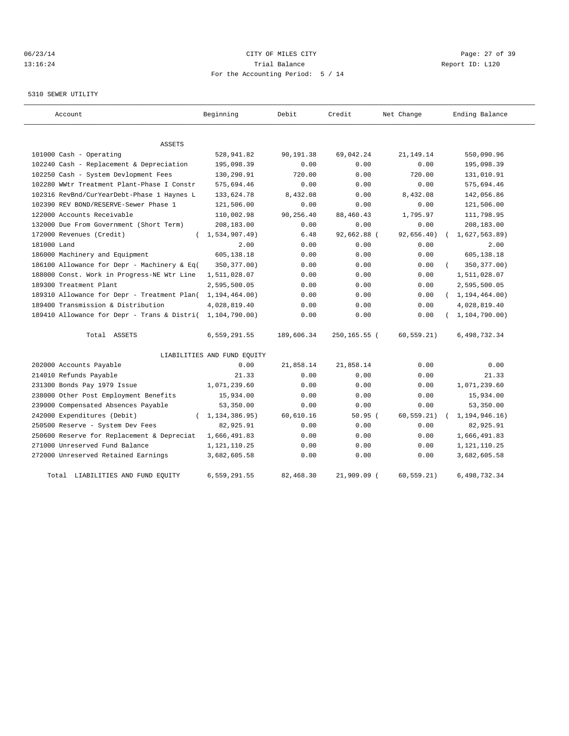CITY OF MILES CITY
Trial Balance
For the Accounting Period: 5 / 14

06/23/14
13:16:24

Report ID: L120

5310 SEWER UTILITY

| Account | Beginning | Debit | Credit | Net Change | Ending Balance |
|---|---|---|---|---|---|
| ASSETS | | | | | |
| 101000 Cash - Operating | 528,941.82 | 90,191.38 | 69,042.24 | 21,149.14 | 550,090.96 |
| 102240 Cash - Replacement & Depreciation | 195,098.39 | 0.00 | 0.00 | 0.00 | 195,098.39 |
| 102250 Cash - System Devlopment Fees | 130,290.91 | 720.00 | 0.00 | 720.00 | 131,010.91 |
| 102280 WWtr Treatment Plant-Phase I Constr | 575,694.46 | 0.00 | 0.00 | 0.00 | 575,694.46 |
| 102316 RevBnd/CurYearDebt-Phase 1 Haynes L | 133,624.78 | 8,432.08 | 0.00 | 8,432.08 | 142,056.86 |
| 102390 REV BOND/RESERVE-Sewer Phase 1 | 121,506.00 | 0.00 | 0.00 | 0.00 | 121,506.00 |
| 122000 Accounts Receivable | 110,002.98 | 90,256.40 | 88,460.43 | 1,795.97 | 111,798.95 |
| 132000 Due From Government (Short Term) | 208,183.00 | 0.00 | 0.00 | 0.00 | 208,183.00 |
| 172000 Revenues (Credit) | ( 1,534,907.49) | 6.48 | 92,662.88 | ( 92,656.40) | ( 1,627,563.89) |
| 181000 Land | 2.00 | 0.00 | 0.00 | 0.00 | 2.00 |
| 186000 Machinery and Equipment | 605,138.18 | 0.00 | 0.00 | 0.00 | 605,138.18 |
| 186100 Allowance for Depr - Machinery & Eq( | 350,377.00) | 0.00 | 0.00 | 0.00 | ( 350,377.00) |
| 188000 Const. Work in Progress-NE Wtr Line | 1,511,028.07 | 0.00 | 0.00 | 0.00 | 1,511,028.07 |
| 189300 Treatment Plant | 2,595,500.05 | 0.00 | 0.00 | 0.00 | 2,595,500.05 |
| 189310 Allowance for Depr - Treatment Plan( | 1,194,464.00) | 0.00 | 0.00 | 0.00 | ( 1,194,464.00) |
| 189400 Transmission & Distribution | 4,028,819.40 | 0.00 | 0.00 | 0.00 | 4,028,819.40 |
| 189410 Allowance for Depr - Trans & Distri( | 1,104,790.00) | 0.00 | 0.00 | 0.00 | ( 1,104,790.00) |
| Total ASSETS | 6,559,291.55 | 189,606.34 | 250,165.55 | ( 60,559.21) | 6,498,732.34 |
| LIABILITIES AND FUND EQUITY | | | | | |
| 202000 Accounts Payable | 0.00 | 21,858.14 | 21,858.14 | 0.00 | 0.00 |
| 214010 Refunds Payable | 21.33 | 0.00 | 0.00 | 0.00 | 21.33 |
| 231300 Bonds Pay 1979 Issue | 1,071,239.60 | 0.00 | 0.00 | 0.00 | 1,071,239.60 |
| 238000 Other Post Employment Benefits | 15,934.00 | 0.00 | 0.00 | 0.00 | 15,934.00 |
| 239000 Compensated Absences Payable | 53,350.00 | 0.00 | 0.00 | 0.00 | 53,350.00 |
| 242000 Expenditures (Debit) | ( 1,134,386.95) | 60,610.16 | 50.95 | ( 60,559.21) | ( 1,194,946.16) |
| 250500 Reserve - System Dev Fees | 82,925.91 | 0.00 | 0.00 | 0.00 | 82,925.91 |
| 250600 Reserve for Replacement & Depreciat | 1,666,491.83 | 0.00 | 0.00 | 0.00 | 1,666,491.83 |
| 271000 Unreserved Fund Balance | 1,121,110.25 | 0.00 | 0.00 | 0.00 | 1,121,110.25 |
| 272000 Unreserved Retained Earnings | 3,682,605.58 | 0.00 | 0.00 | 0.00 | 3,682,605.58 |
| Total LIABILITIES AND FUND EQUITY | 6,559,291.55 | 82,468.30 | 21,909.09 | ( 60,559.21) | 6,498,732.34 |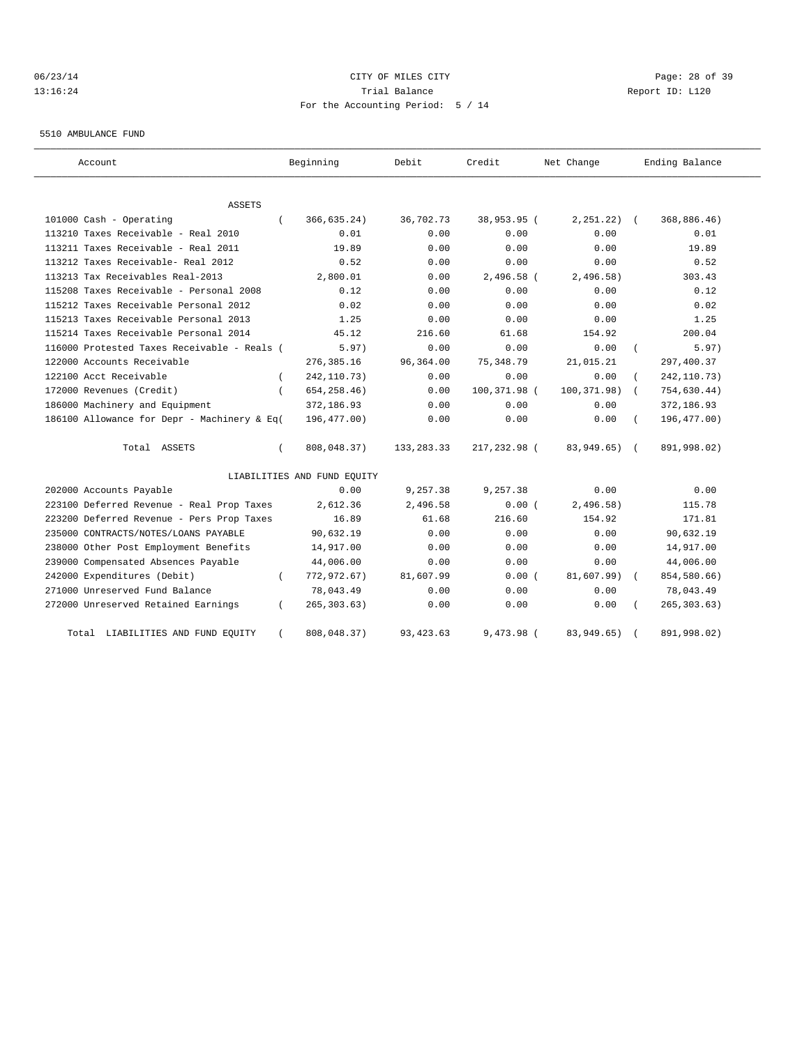CITY OF MILES CITY

Trial Balance

For the Accounting Period: 5 / 14

06/23/14 13:16:24 Report ID: L120

5510 AMBULANCE FUND

| Account | Beginning | Debit | Credit | Net Change | Ending Balance |
|---|---|---|---|---|---|
| **ASSETS** | | | | | |
| 101000 Cash - Operating | (366,635.24) | 36,702.73 | 38,953.95 | (2,251.22) | (368,886.46) |
| 113210 Taxes Receivable - Real 2010 | 0.01 | 0.00 | 0.00 | 0.00 | 0.01 |
| 113211 Taxes Receivable - Real 2011 | 19.89 | 0.00 | 0.00 | 0.00 | 19.89 |
| 113212 Taxes Receivable- Real 2012 | 0.52 | 0.00 | 0.00 | 0.00 | 0.52 |
| 113213 Tax Receivables Real-2013 | 2,800.01 | 0.00 | 2,496.58 | (2,496.58) | 303.43 |
| 115208 Taxes Receivable - Personal 2008 | 0.12 | 0.00 | 0.00 | 0.00 | 0.12 |
| 115212 Taxes Receivable Personal 2012 | 0.02 | 0.00 | 0.00 | 0.00 | 0.02 |
| 115213 Taxes Receivable Personal 2013 | 1.25 | 0.00 | 0.00 | 0.00 | 1.25 |
| 115214 Taxes Receivable Personal 2014 | 45.12 | 216.60 | 61.68 | 154.92 | 200.04 |
| 116000 Protested Taxes Receivable - Reals | (5.97) | 0.00 | 0.00 | 0.00 | (5.97) |
| 122000 Accounts Receivable | 276,385.16 | 96,364.00 | 75,348.79 | 21,015.21 | 297,400.37 |
| 122100 Acct Receivable | (242,110.73) | 0.00 | 0.00 | 0.00 | (242,110.73) |
| 172000 Revenues (Credit) | (654,258.46) | 0.00 | 100,371.98 | (100,371.98) | (754,630.44) |
| 186000 Machinery and Equipment | 372,186.93 | 0.00 | 0.00 | 0.00 | 372,186.93 |
| 186100 Allowance for Depr - Machinery & Eq | (196,477.00) | 0.00 | 0.00 | 0.00 | (196,477.00) |
| Total ASSETS | (808,048.37) | 133,283.33 | 217,232.98 | (83,949.65) | (891,998.02) |
| **LIABILITIES AND FUND EQUITY** | | | | | |
| 202000 Accounts Payable | 0.00 | 9,257.38 | 9,257.38 | 0.00 | 0.00 |
| 223100 Deferred Revenue - Real Prop Taxes | 2,612.36 | 2,496.58 | 0.00 | (2,496.58) | 115.78 |
| 223200 Deferred Revenue - Pers Prop Taxes | 16.89 | 61.68 | 216.60 | 154.92 | 171.81 |
| 235000 CONTRACTS/NOTES/LOANS PAYABLE | 90,632.19 | 0.00 | 0.00 | 0.00 | 90,632.19 |
| 238000 Other Post Employment Benefits | 14,917.00 | 0.00 | 0.00 | 0.00 | 14,917.00 |
| 239000 Compensated Absences Payable | 44,006.00 | 0.00 | 0.00 | 0.00 | 44,006.00 |
| 242000 Expenditures (Debit) | (772,972.67) | 81,607.99 | 0.00 | (81,607.99) | (854,580.66) |
| 271000 Unreserved Fund Balance | 78,043.49 | 0.00 | 0.00 | 0.00 | 78,043.49 |
| 272000 Unreserved Retained Earnings | (265,303.63) | 0.00 | 0.00 | 0.00 | (265,303.63) |
| Total LIABILITIES AND FUND EQUITY | (808,048.37) | 93,423.63 | 9,473.98 | (83,949.65) | (891,998.02) |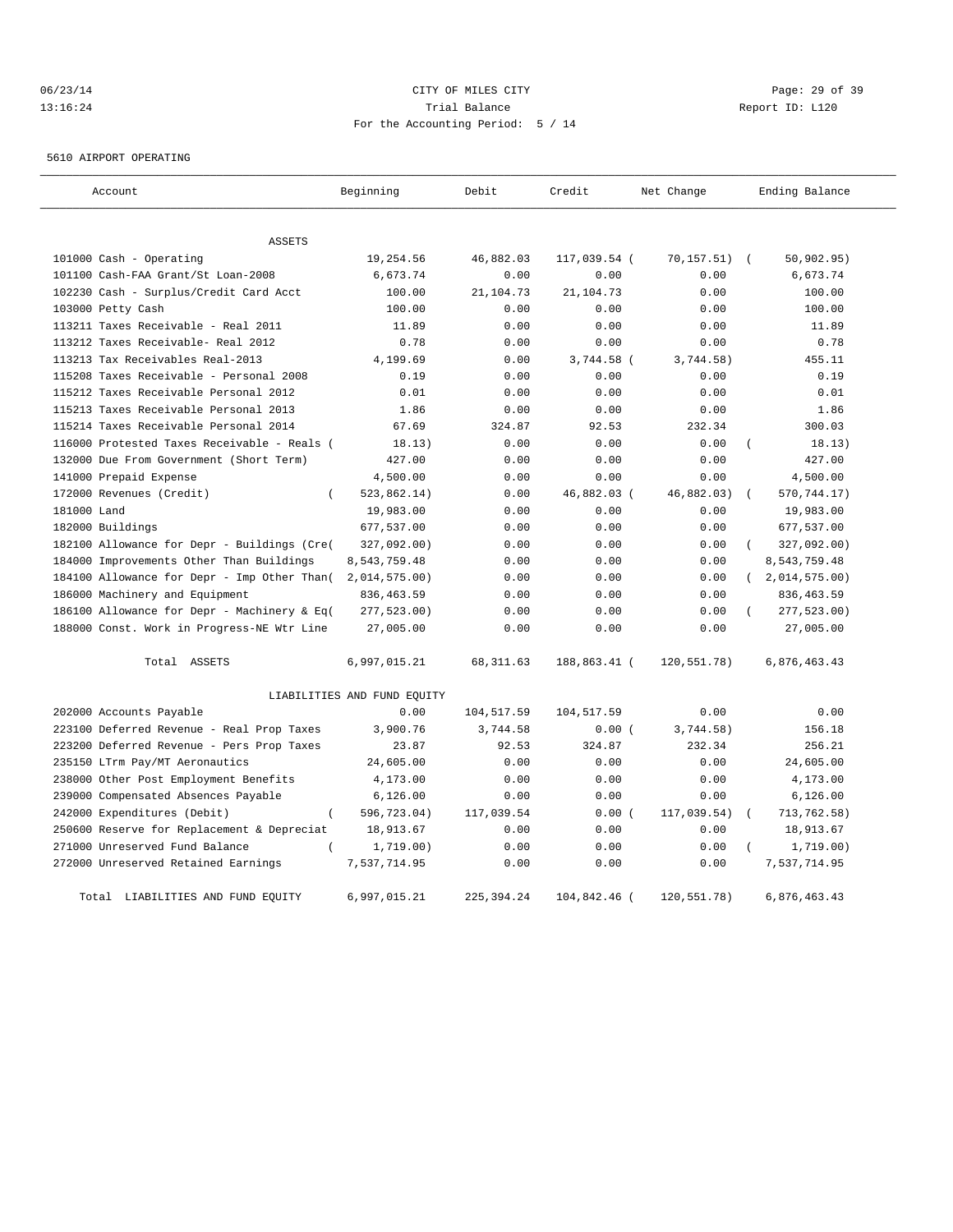06/23/14 CITY OF MILES CITY
13:16:24 Trial Balance Report ID: L120
For the Accounting Period: 5 / 14

5610 AIRPORT OPERATING

| Account | Beginning | Debit | Credit | Net Change | Ending Balance |
|---|---|---|---|---|---|
| ASSETS | | | | | |
| 101000 Cash - Operating | 19,254.56 | 46,882.03 | 117,039.54 | ( 70,157.51) | ( 50,902.95) |
| 101100 Cash-FAA Grant/St Loan-2008 | 6,673.74 | 0.00 | 0.00 | 0.00 | 6,673.74 |
| 102230 Cash - Surplus/Credit Card Acct | 100.00 | 21,104.73 | 21,104.73 | 0.00 | 100.00 |
| 103000 Petty Cash | 100.00 | 0.00 | 0.00 | 0.00 | 100.00 |
| 113211 Taxes Receivable - Real 2011 | 11.89 | 0.00 | 0.00 | 0.00 | 11.89 |
| 113212 Taxes Receivable- Real 2012 | 0.78 | 0.00 | 0.00 | 0.00 | 0.78 |
| 113213 Tax Receivables Real-2013 | 4,199.69 | 0.00 | 3,744.58 | ( 3,744.58) | 455.11 |
| 115208 Taxes Receivable - Personal 2008 | 0.19 | 0.00 | 0.00 | 0.00 | 0.19 |
| 115212 Taxes Receivable Personal 2012 | 0.01 | 0.00 | 0.00 | 0.00 | 0.01 |
| 115213 Taxes Receivable Personal 2013 | 1.86 | 0.00 | 0.00 | 0.00 | 1.86 |
| 115214 Taxes Receivable Personal 2014 | 67.69 | 324.87 | 92.53 | 232.34 | 300.03 |
| 116000 Protested Taxes Receivable - Reals | ( 18.13) | 0.00 | 0.00 | 0.00 | ( 18.13) |
| 132000 Due From Government (Short Term) | 427.00 | 0.00 | 0.00 | 0.00 | 427.00 |
| 141000 Prepaid Expense | 4,500.00 | 0.00 | 0.00 | 0.00 | 4,500.00 |
| 172000 Revenues (Credit) | ( 523,862.14) | 0.00 | 46,882.03 | ( 46,882.03) | ( 570,744.17) |
| 181000 Land | 19,983.00 | 0.00 | 0.00 | 0.00 | 19,983.00 |
| 182000 Buildings | 677,537.00 | 0.00 | 0.00 | 0.00 | 677,537.00 |
| 182100 Allowance for Depr - Buildings (Cre | ( 327,092.00) | 0.00 | 0.00 | 0.00 | ( 327,092.00) |
| 184000 Improvements Other Than Buildings | 8,543,759.48 | 0.00 | 0.00 | 0.00 | 8,543,759.48 |
| 184100 Allowance for Depr - Imp Other Than | ( 2,014,575.00) | 0.00 | 0.00 | 0.00 | ( 2,014,575.00) |
| 186000 Machinery and Equipment | 836,463.59 | 0.00 | 0.00 | 0.00 | 836,463.59 |
| 186100 Allowance for Depr - Machinery & Eq | ( 277,523.00) | 0.00 | 0.00 | 0.00 | ( 277,523.00) |
| 188000 Const. Work in Progress-NE Wtr Line | 27,005.00 | 0.00 | 0.00 | 0.00 | 27,005.00 |
| Total ASSETS | 6,997,015.21 | 68,311.63 | 188,863.41 | ( 120,551.78) | 6,876,463.43 |
| LIABILITIES AND FUND EQUITY | | | | | |
| 202000 Accounts Payable | 0.00 | 104,517.59 | 104,517.59 | 0.00 | 0.00 |
| 223100 Deferred Revenue - Real Prop Taxes | 3,900.76 | 3,744.58 | 0.00 | ( 3,744.58) | 156.18 |
| 223200 Deferred Revenue - Pers Prop Taxes | 23.87 | 92.53 | 324.87 | 232.34 | 256.21 |
| 235150 LTrm Pay/MT Aeronautics | 24,605.00 | 0.00 | 0.00 | 0.00 | 24,605.00 |
| 238000 Other Post Employment Benefits | 4,173.00 | 0.00 | 0.00 | 0.00 | 4,173.00 |
| 239000 Compensated Absences Payable | 6,126.00 | 0.00 | 0.00 | 0.00 | 6,126.00 |
| 242000 Expenditures (Debit) | ( 596,723.04) | 117,039.54 | 0.00 | ( 117,039.54) | ( 713,762.58) |
| 250600 Reserve for Replacement & Depreciat | 18,913.67 | 0.00 | 0.00 | 0.00 | 18,913.67 |
| 271000 Unreserved Fund Balance | ( 1,719.00) | 0.00 | 0.00 | 0.00 | ( 1,719.00) |
| 272000 Unreserved Retained Earnings | 7,537,714.95 | 0.00 | 0.00 | 0.00 | 7,537,714.95 |
| Total LIABILITIES AND FUND EQUITY | 6,997,015.21 | 225,394.24 | 104,842.46 | ( 120,551.78) | 6,876,463.43 |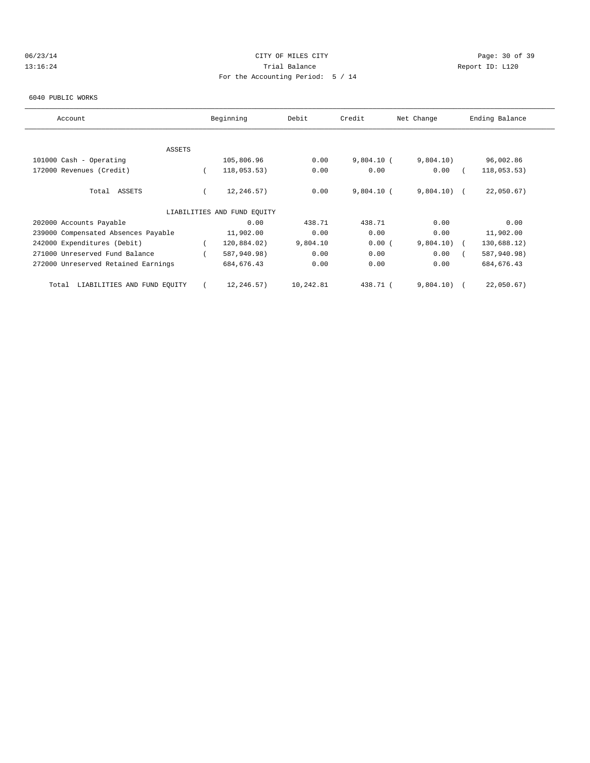06/23/14 CITY OF MILES CITY
13:16:24 Trial Balance Report ID: L120
For the Accounting Period: 5 / 14

6040 PUBLIC WORKS

| Account | Beginning | Debit | Credit | Net Change | Ending Balance |
|---|---|---|---|---|---|
| ASSETS | | | | | |
| 101000 Cash - Operating | 105,806.96 | 0.00 | 9,804.10 | ( 9,804.10) | 96,002.86 |
| 172000 Revenues (Credit) | ( 118,053.53) | 0.00 | 0.00 | 0.00 | ( 118,053.53) |
| Total ASSETS | ( 12,246.57) | 0.00 | 9,804.10 | ( 9,804.10) | ( 22,050.67) |
| LIABILITIES AND FUND EQUITY | | | | | |
| 202000 Accounts Payable | 0.00 | 438.71 | 438.71 | 0.00 | 0.00 |
| 239000 Compensated Absences Payable | 11,902.00 | 0.00 | 0.00 | 0.00 | 11,902.00 |
| 242000 Expenditures (Debit) | ( 120,884.02) | 9,804.10 | 0.00 | ( 9,804.10) | ( 130,688.12) |
| 271000 Unreserved Fund Balance | ( 587,940.98) | 0.00 | 0.00 | 0.00 | ( 587,940.98) |
| 272000 Unreserved Retained Earnings | 684,676.43 | 0.00 | 0.00 | 0.00 | 684,676.43 |
| Total LIABILITIES AND FUND EQUITY | ( 12,246.57) | 10,242.81 | 438.71 | ( 9,804.10) | ( 22,050.67) |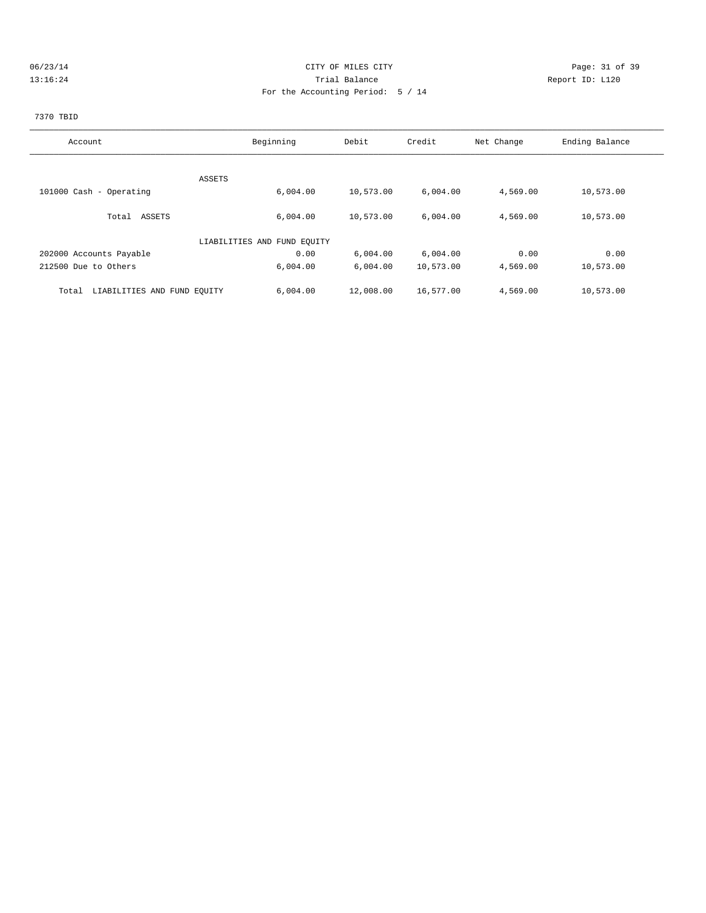CITY OF MILES CITY
Trial Balance
For the Accounting Period: 5 / 14

06/23/14
13:16:24

Report ID: L120

7370 TBID

| Account | Beginning | Debit | Credit | Net Change | Ending Balance |
|---|---|---|---|---|---|
| ASSETS | | | | | |
| 101000 Cash - Operating | 6,004.00 | 10,573.00 | 6,004.00 | 4,569.00 | 10,573.00 |
| Total ASSETS | 6,004.00 | 10,573.00 | 6,004.00 | 4,569.00 | 10,573.00 |
| LIABILITIES AND FUND EQUITY | | | | | |
| 202000 Accounts Payable | 0.00 | 6,004.00 | 6,004.00 | 0.00 | 0.00 |
| 212500 Due to Others | 6,004.00 | 6,004.00 | 10,573.00 | 4,569.00 | 10,573.00 |
| Total LIABILITIES AND FUND EQUITY | 6,004.00 | 12,008.00 | 16,577.00 | 4,569.00 | 10,573.00 |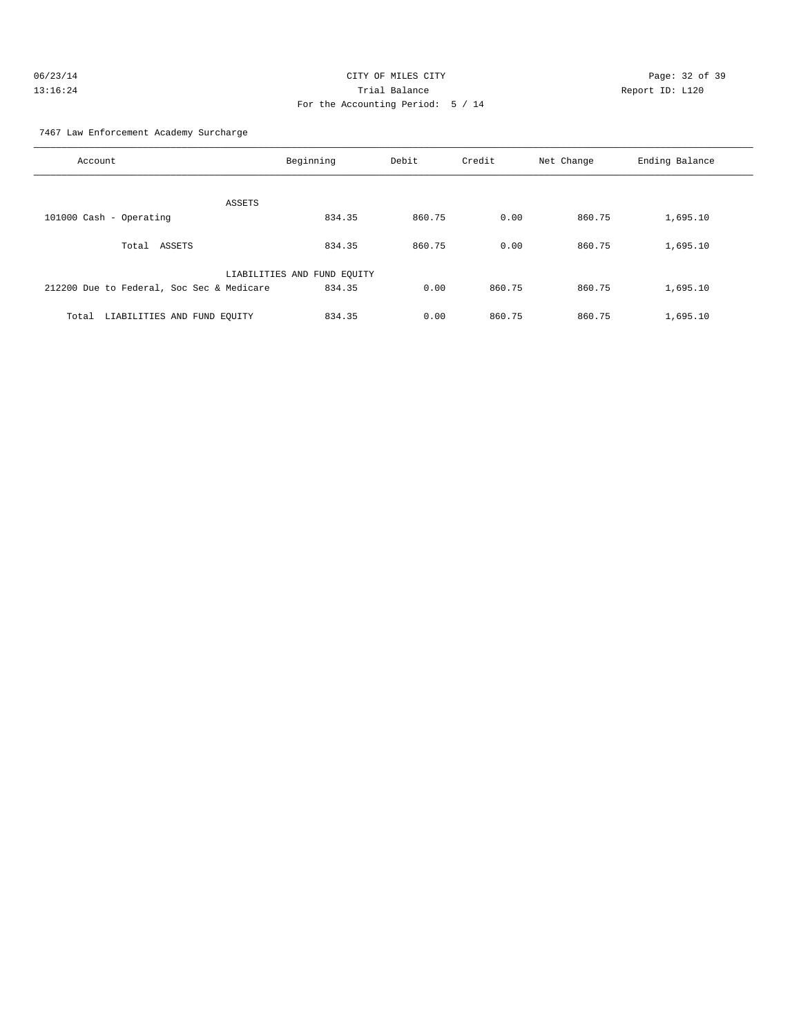CITY OF MILES CITY

Trial Balance

For the Accounting Period: 5 / 14

06/23/14

13:16:24

Report ID: L120

7467 Law Enforcement Academy Surcharge

| Account | Beginning | Debit | Credit | Net Change | Ending Balance |
|---|---|---|---|---|---|
| ASSETS | | | | | |
| 101000 Cash - Operating | 834.35 | 860.75 | 0.00 | 860.75 | 1,695.10 |
| Total ASSETS | 834.35 | 860.75 | 0.00 | 860.75 | 1,695.10 |
| LIABILITIES AND FUND EQUITY | | | | | |
| 212200 Due to Federal, Soc Sec & Medicare | 834.35 | 0.00 | 860.75 | 860.75 | 1,695.10 |
| Total LIABILITIES AND FUND EQUITY | 834.35 | 0.00 | 860.75 | 860.75 | 1,695.10 |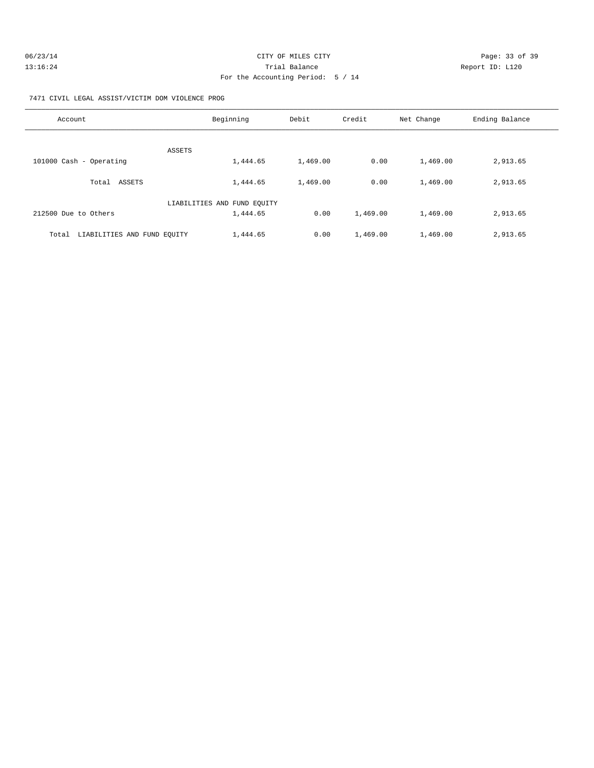CITY OF MILES CITY

Trial Balance

For the Accounting Period: 5 / 14

7471 CIVIL LEGAL ASSIST/VICTIM DOM VIOLENCE PROG

| Account | Beginning | Debit | Credit | Net Change | Ending Balance |
|---|---|---|---|---|---|
| ASSETS | | | | | |
| 101000 Cash - Operating | 1,444.65 | 1,469.00 | 0.00 | 1,469.00 | 2,913.65 |
| Total ASSETS | 1,444.65 | 1,469.00 | 0.00 | 1,469.00 | 2,913.65 |
| LIABILITIES AND FUND EQUITY | | | | | |
| 212500 Due to Others | 1,444.65 | 0.00 | 1,469.00 | 1,469.00 | 2,913.65 |
| Total LIABILITIES AND FUND EQUITY | 1,444.65 | 0.00 | 1,469.00 | 1,469.00 | 2,913.65 |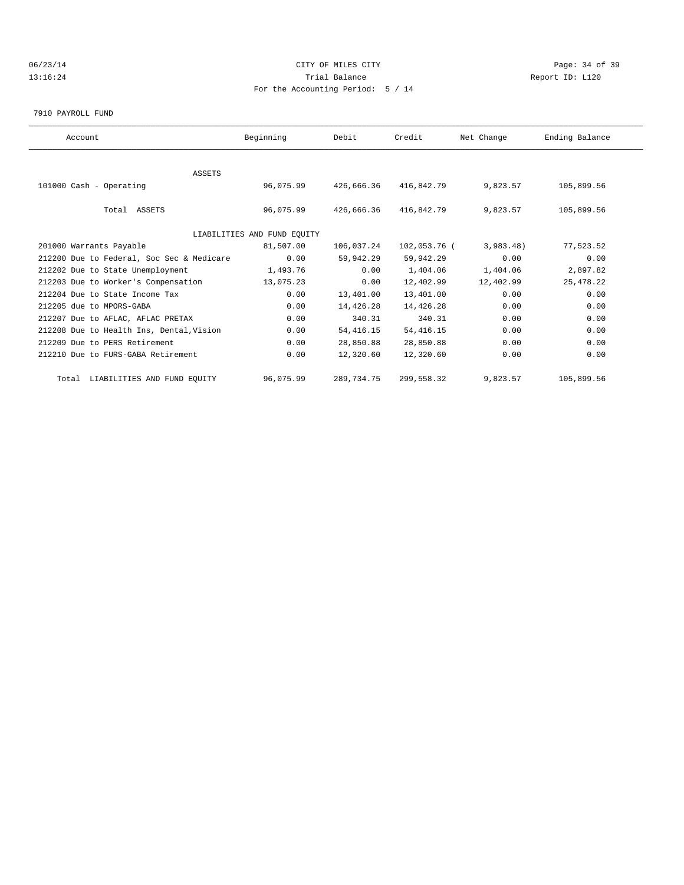CITY OF MILES CITY

Trial Balance

For the Accounting Period: 5 / 14

7910 PAYROLL FUND

| Account | Beginning | Debit | Credit | Net Change | Ending Balance |
|---|---|---|---|---|---|
| ASSETS | | | | | |
| 101000 Cash - Operating | 96,075.99 | 426,666.36 | 416,842.79 | 9,823.57 | 105,899.56 |
| Total ASSETS | 96,075.99 | 426,666.36 | 416,842.79 | 9,823.57 | 105,899.56 |
| LIABILITIES AND FUND EQUITY | | | | | |
| 201000 Warrants Payable | 81,507.00 | 106,037.24 | 102,053.76 | (3,983.48) | 77,523.52 |
| 212200 Due to Federal, Soc Sec & Medicare | 0.00 | 59,942.29 | 59,942.29 | 0.00 | 0.00 |
| 212202 Due to State Unemployment | 1,493.76 | 0.00 | 1,404.06 | 1,404.06 | 2,897.82 |
| 212203 Due to Worker's Compensation | 13,075.23 | 0.00 | 12,402.99 | 12,402.99 | 25,478.22 |
| 212204 Due to State Income Tax | 0.00 | 13,401.00 | 13,401.00 | 0.00 | 0.00 |
| 212205 due to MPORS-GABA | 0.00 | 14,426.28 | 14,426.28 | 0.00 | 0.00 |
| 212207 Due to AFLAC, AFLAC PRETAX | 0.00 | 340.31 | 340.31 | 0.00 | 0.00 |
| 212208 Due to Health Ins, Dental,Vision | 0.00 | 54,416.15 | 54,416.15 | 0.00 | 0.00 |
| 212209 Due to PERS Retirement | 0.00 | 28,850.88 | 28,850.88 | 0.00 | 0.00 |
| 212210 Due to FURS-GABA Retirement | 0.00 | 12,320.60 | 12,320.60 | 0.00 | 0.00 |
| Total LIABILITIES AND FUND EQUITY | 96,075.99 | 289,734.75 | 299,558.32 | 9,823.57 | 105,899.56 |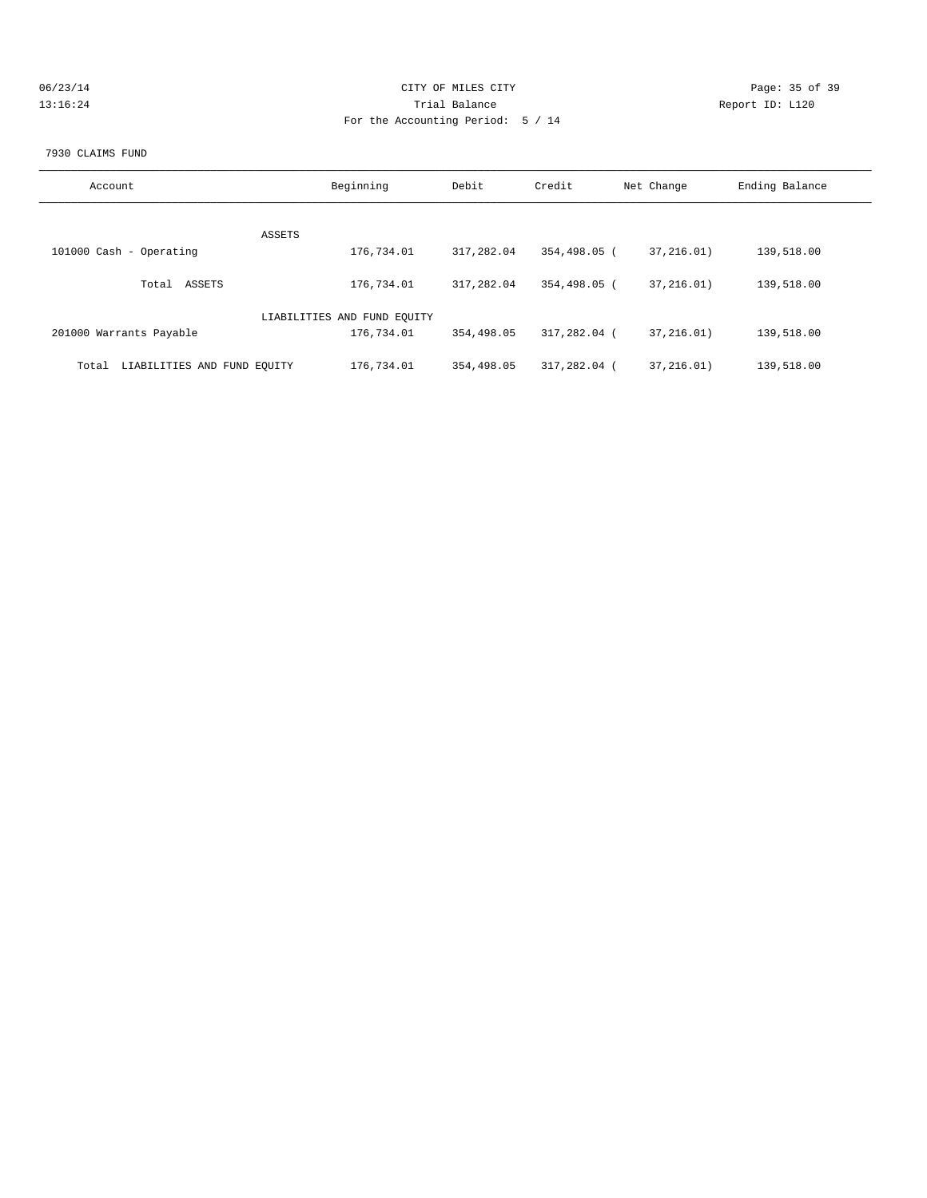CITY OF MILES CITY

Trial Balance

For the Accounting Period: 5 / 14

06/23/14
13:16:24

Report ID: L120

7930 CLAIMS FUND

| Account | Beginning | Debit | Credit | Net Change | Ending Balance |
|---|---|---|---|---|---|
| ASSETS | | | | | |
| 101000 Cash - Operating | 176,734.01 | 317,282.04 | 354,498.05 | ( 37,216.01) | 139,518.00 |
| Total ASSETS | 176,734.01 | 317,282.04 | 354,498.05 | ( 37,216.01) | 139,518.00 |
| LIABILITIES AND FUND EQUITY | | | | | |
| 201000 Warrants Payable | 176,734.01 | 354,498.05 | 317,282.04 | ( 37,216.01) | 139,518.00 |
| Total LIABILITIES AND FUND EQUITY | 176,734.01 | 354,498.05 | 317,282.04 | ( 37,216.01) | 139,518.00 |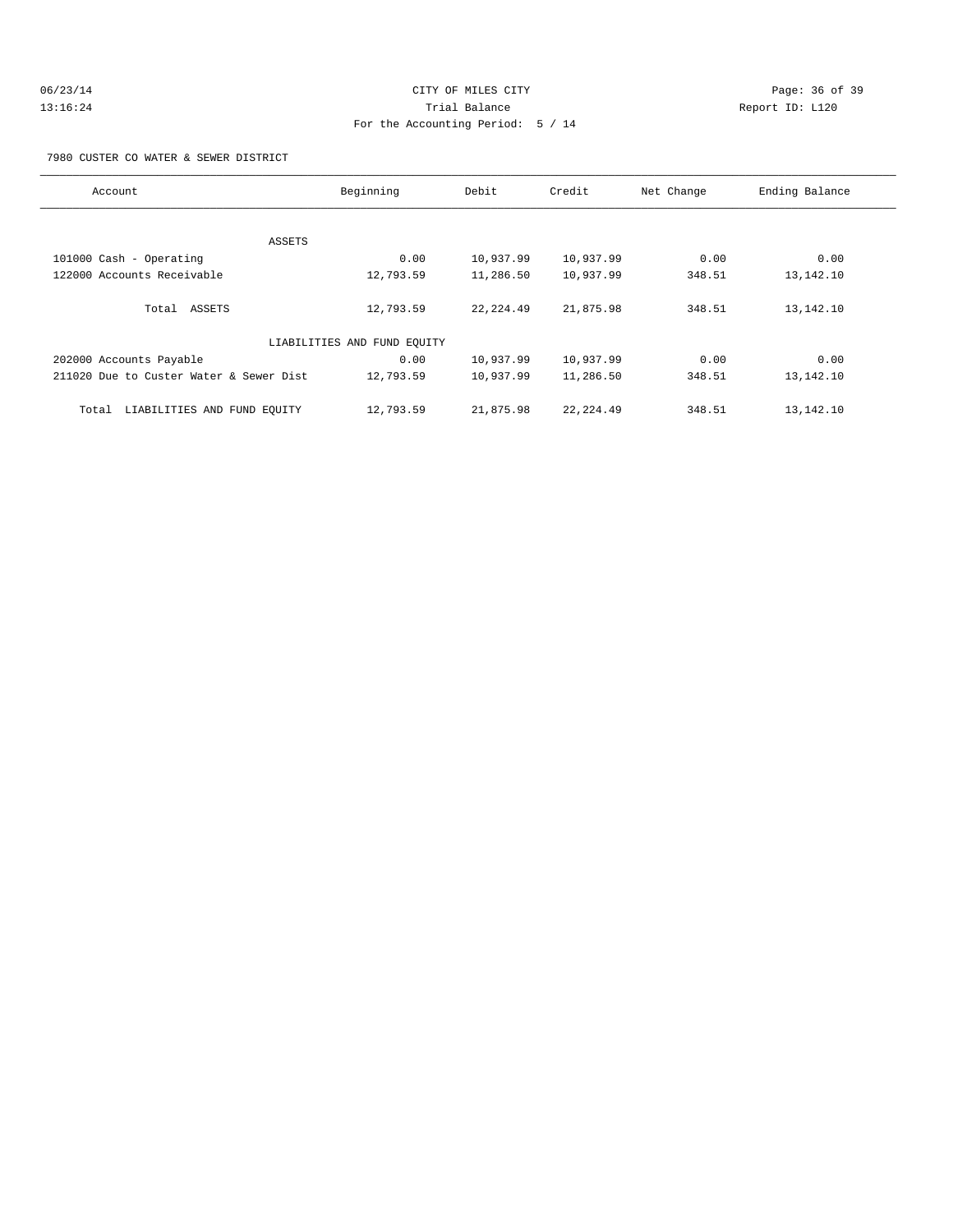CITY OF MILES CITY

Trial Balance

For the Accounting Period: 5 / 14

7980 CUSTER CO WATER & SEWER DISTRICT

| Account | Beginning | Debit | Credit | Net Change | Ending Balance |
|---|---|---|---|---|---|
| ASSETS | | | | | |
| 101000 Cash - Operating | 0.00 | 10,937.99 | 10,937.99 | 0.00 | 0.00 |
| 122000 Accounts Receivable | 12,793.59 | 11,286.50 | 10,937.99 | 348.51 | 13,142.10 |
| Total ASSETS | 12,793.59 | 22,224.49 | 21,875.98 | 348.51 | 13,142.10 |
| LIABILITIES AND FUND EQUITY | | | | | |
| 202000 Accounts Payable | 0.00 | 10,937.99 | 10,937.99 | 0.00 | 0.00 |
| 211020 Due to Custer Water & Sewer Dist | 12,793.59 | 10,937.99 | 11,286.50 | 348.51 | 13,142.10 |
| Total LIABILITIES AND FUND EQUITY | 12,793.59 | 21,875.98 | 22,224.49 | 348.51 | 13,142.10 |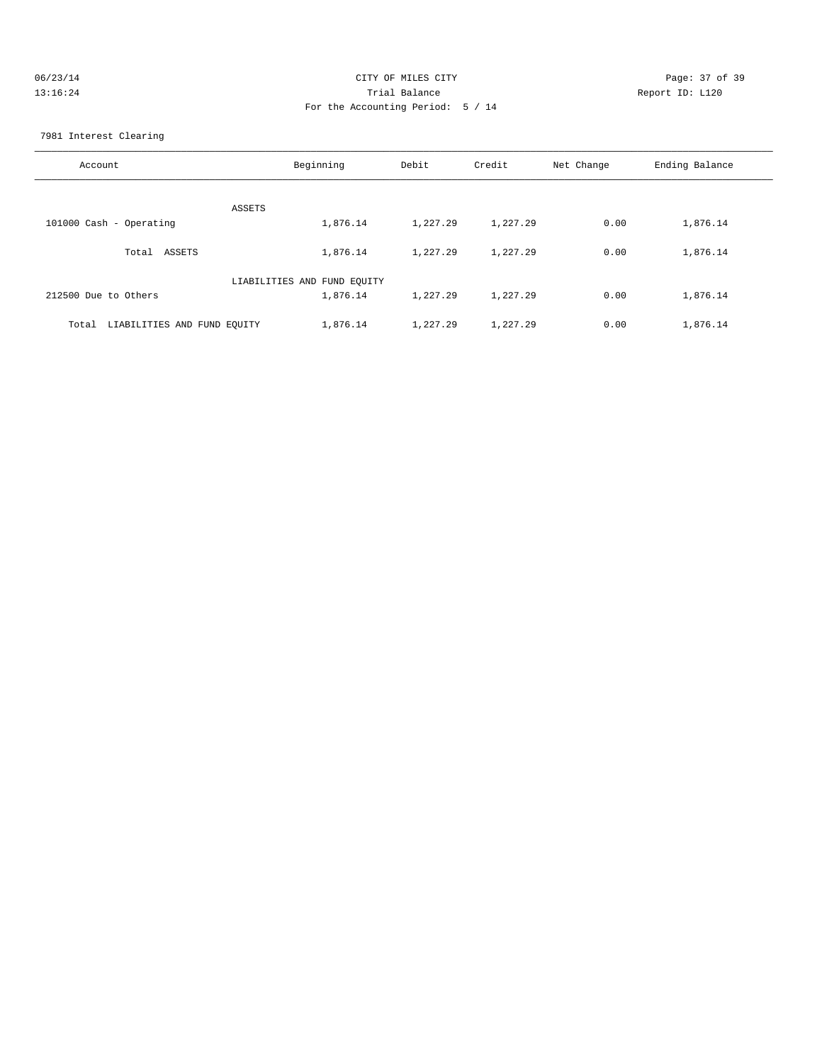CITY OF MILES CITY
Trial Balance
For the Accounting Period: 5 / 14

06/23/14
13:16:24

Report ID: L120

7981 Interest Clearing

| Account | Beginning | Debit | Credit | Net Change | Ending Balance |
|---|---|---|---|---|---|
| ASSETS | | | | | |
| 101000 Cash - Operating | 1,876.14 | 1,227.29 | 1,227.29 | 0.00 | 1,876.14 |
| Total ASSETS | 1,876.14 | 1,227.29 | 1,227.29 | 0.00 | 1,876.14 |
| LIABILITIES AND FUND EQUITY | | | | | |
| 212500 Due to Others | 1,876.14 | 1,227.29 | 1,227.29 | 0.00 | 1,876.14 |
| Total LIABILITIES AND FUND EQUITY | 1,876.14 | 1,227.29 | 1,227.29 | 0.00 | 1,876.14 |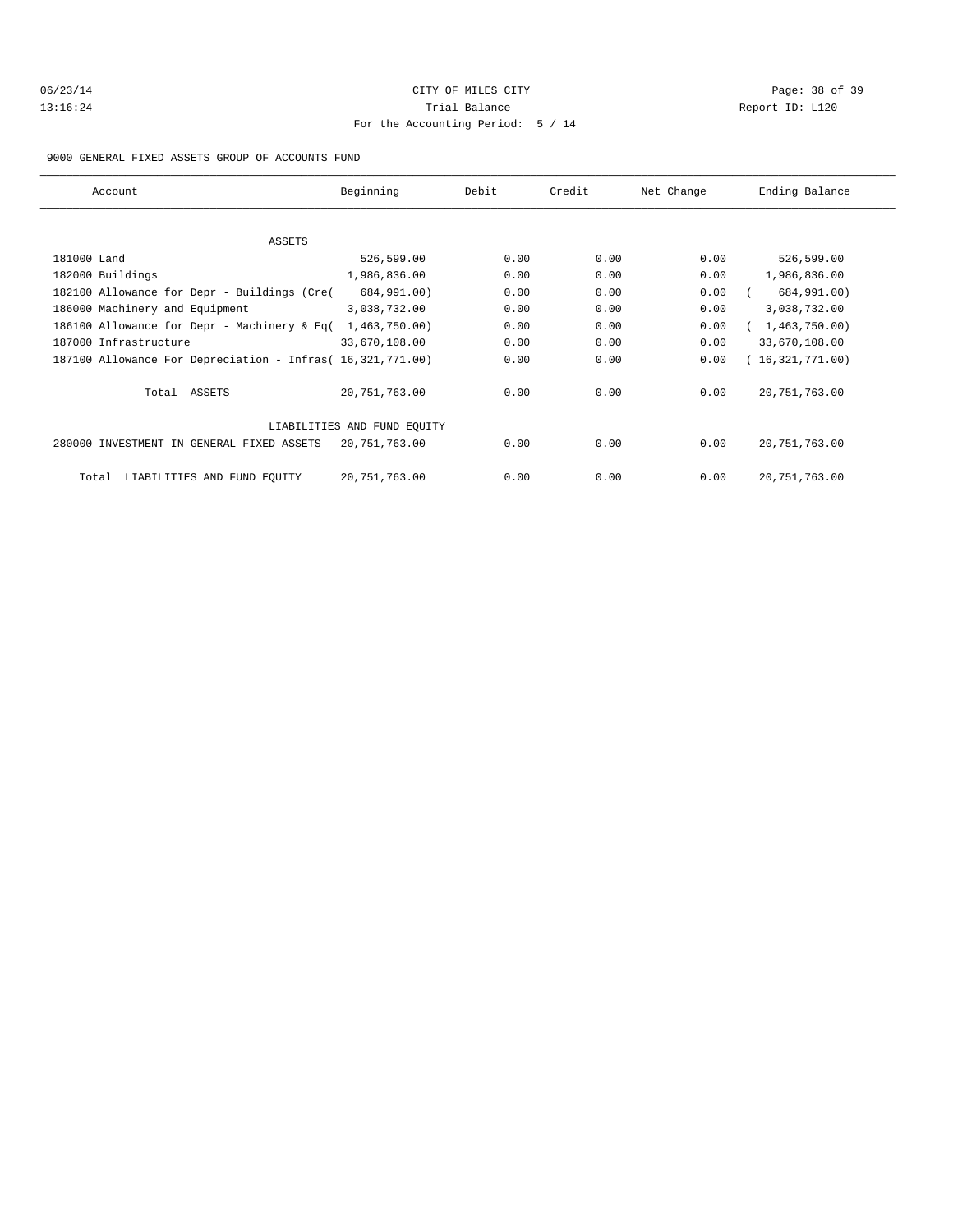CITY OF MILES CITY
Trial Balance
For the Accounting Period: 5 / 14

06/23/14 13:16:24 Report ID: L120

9000 GENERAL FIXED ASSETS GROUP OF ACCOUNTS FUND

| Account | Beginning | Debit | Credit | Net Change | Ending Balance |
|---|---|---|---|---|---|
| ASSETS | | | | | |
| 181000 Land | 526,599.00 | 0.00 | 0.00 | 0.00 | 526,599.00 |
| 182000 Buildings | 1,986,836.00 | 0.00 | 0.00 | 0.00 | 1,986,836.00 |
| 182100 Allowance for Depr - Buildings (Cre | ( 684,991.00) | 0.00 | 0.00 | 0.00 | ( 684,991.00) |
| 186000 Machinery and Equipment | 3,038,732.00 | 0.00 | 0.00 | 0.00 | 3,038,732.00 |
| 186100 Allowance for Depr - Machinery & Eq | ( 1,463,750.00) | 0.00 | 0.00 | 0.00 | ( 1,463,750.00) |
| 187000 Infrastructure | 33,670,108.00 | 0.00 | 0.00 | 0.00 | 33,670,108.00 |
| 187100 Allowance For Depreciation - Infras | ( 16,321,771.00) | 0.00 | 0.00 | 0.00 | ( 16,321,771.00) |
| Total ASSETS | 20,751,763.00 | 0.00 | 0.00 | 0.00 | 20,751,763.00 |
| LIABILITIES AND FUND EQUITY | | | | | |
| 280000 INVESTMENT IN GENERAL FIXED ASSETS | 20,751,763.00 | 0.00 | 0.00 | 0.00 | 20,751,763.00 |
| Total LIABILITIES AND FUND EQUITY | 20,751,763.00 | 0.00 | 0.00 | 0.00 | 20,751,763.00 |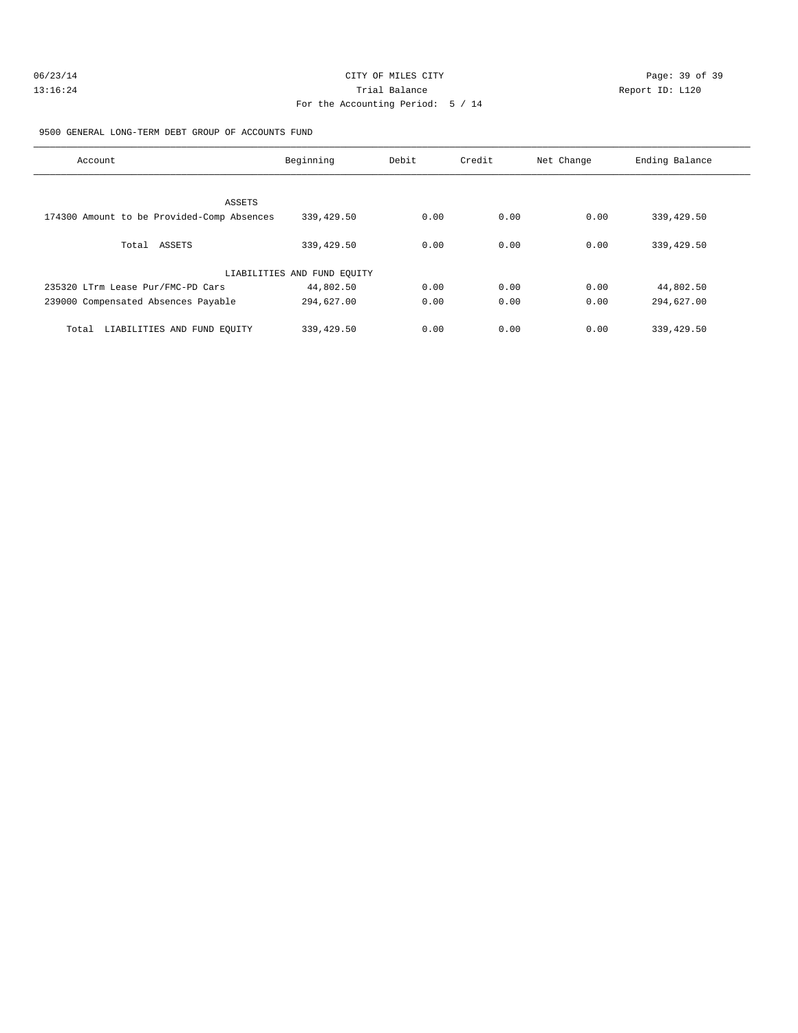CITY OF MILES CITY

Trial Balance

For the Accounting Period: 5 / 14

9500 GENERAL LONG-TERM DEBT GROUP OF ACCOUNTS FUND

| Account | Beginning | Debit | Credit | Net Change | Ending Balance |
|---|---|---|---|---|---|
| ASSETS | | | | | |
| 174300 Amount to be Provided-Comp Absences | 339,429.50 | 0.00 | 0.00 | 0.00 | 339,429.50 |
| Total ASSETS | 339,429.50 | 0.00 | 0.00 | 0.00 | 339,429.50 |
| LIABILITIES AND FUND EQUITY | | | | | |
| 235320 LTrm Lease Pur/FMC-PD Cars | 44,802.50 | 0.00 | 0.00 | 0.00 | 44,802.50 |
| 239000 Compensated Absences Payable | 294,627.00 | 0.00 | 0.00 | 0.00 | 294,627.00 |
| Total LIABILITIES AND FUND EQUITY | 339,429.50 | 0.00 | 0.00 | 0.00 | 339,429.50 |